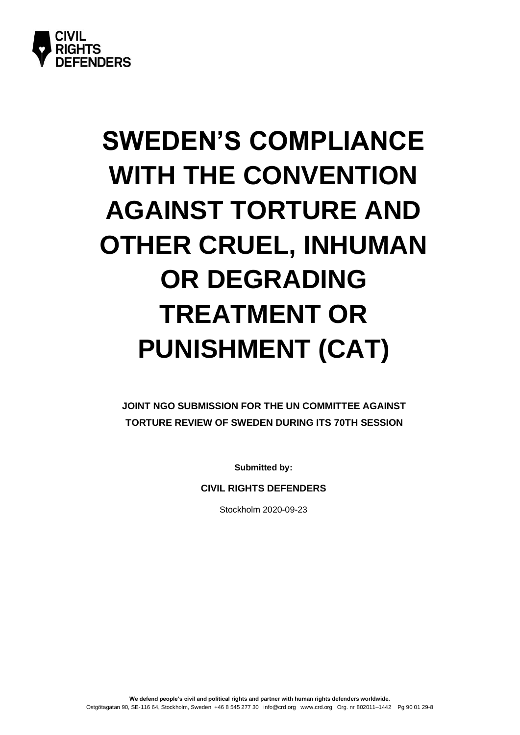CIVIL RIGHTS DEFENDERS

# SWEDEN'S COMPLIANCE WITH THE CONVENTION AGAINST TORTURE AND OTHER CRUEL, INHUMAN OR DEGRADING TREATMENT OR PUNISHMENT (CAT)

**JOINT NGO SUBMISSION FOR THE UN COMMITTEE AGAINST TORTURE REVIEW OF SWEDEN DURING ITS 70TH SESSION**

**Submitted by:**

**CIVIL RIGHTS DEFENDERS**

Stockholm 2020-09-23

**We defend people's civil and political rights and partner with human rights defenders worldwide.**
Östgötagatan 90, SE-116 64, Stockholm, Sweden +46 8 545 277 30 info@crd.org www.crd.org Org. nr 802011–1442 Pg 90 01 29-8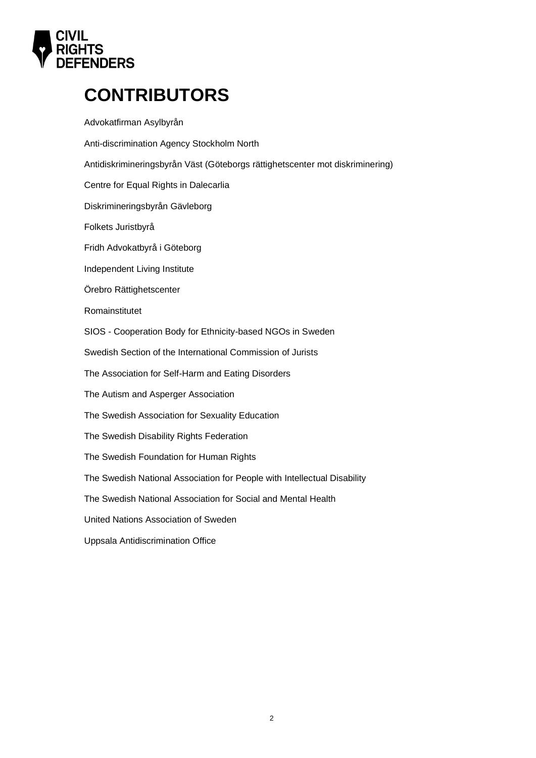# CONTRIBUTORS

Advokatfirman Asylbyrån

Anti-discrimination Agency Stockholm North

Antidiskrimineringsbyrån Väst (Göteborgs rättighetscenter mot diskriminering)

Centre for Equal Rights in Dalecarlia

Diskrimineringsbyrån Gävleborg

Folkets Juristbyrå

Fridh Advokatbyrå i Göteborg

Independent Living Institute

Örebro Rättighetscenter

Romainstitutet

SIOS - Cooperation Body for Ethnicity-based NGOs in Sweden

Swedish Section of the International Commission of Jurists

The Association for Self-Harm and Eating Disorders

The Autism and Asperger Association

The Swedish Association for Sexuality Education

The Swedish Disability Rights Federation

The Swedish Foundation for Human Rights

The Swedish National Association for People with Intellectual Disability

The Swedish National Association for Social and Mental Health

United Nations Association of Sweden

Uppsala Antidiscrimination Office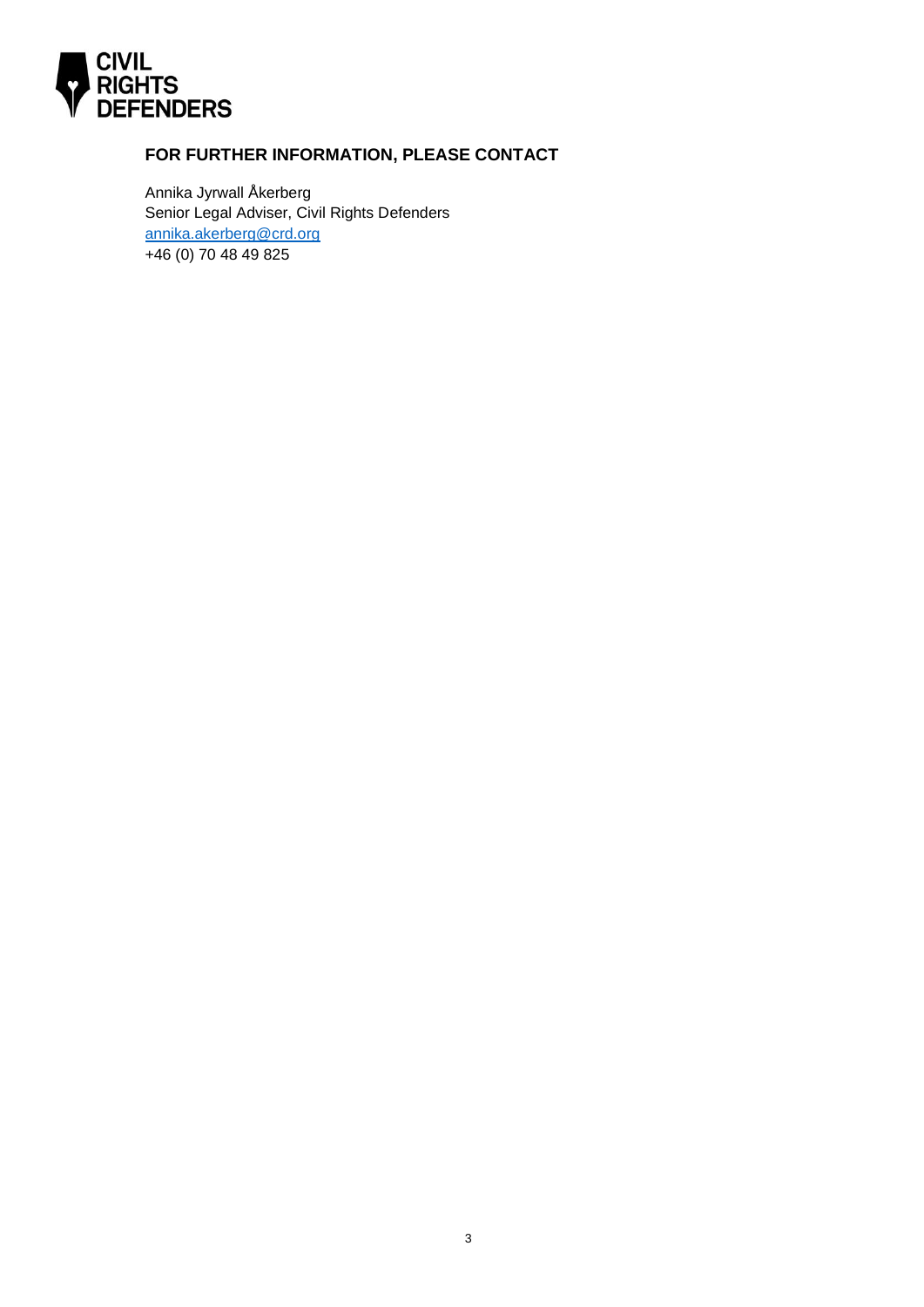CIVIL RIGHTS DEFENDERS

## FOR FURTHER INFORMATION, PLEASE CONTACT

Annika Jyrwall Åkerberg
Senior Legal Adviser, Civil Rights Defenders
annika.akerberg@crd.org
+46 (0) 70 48 49 825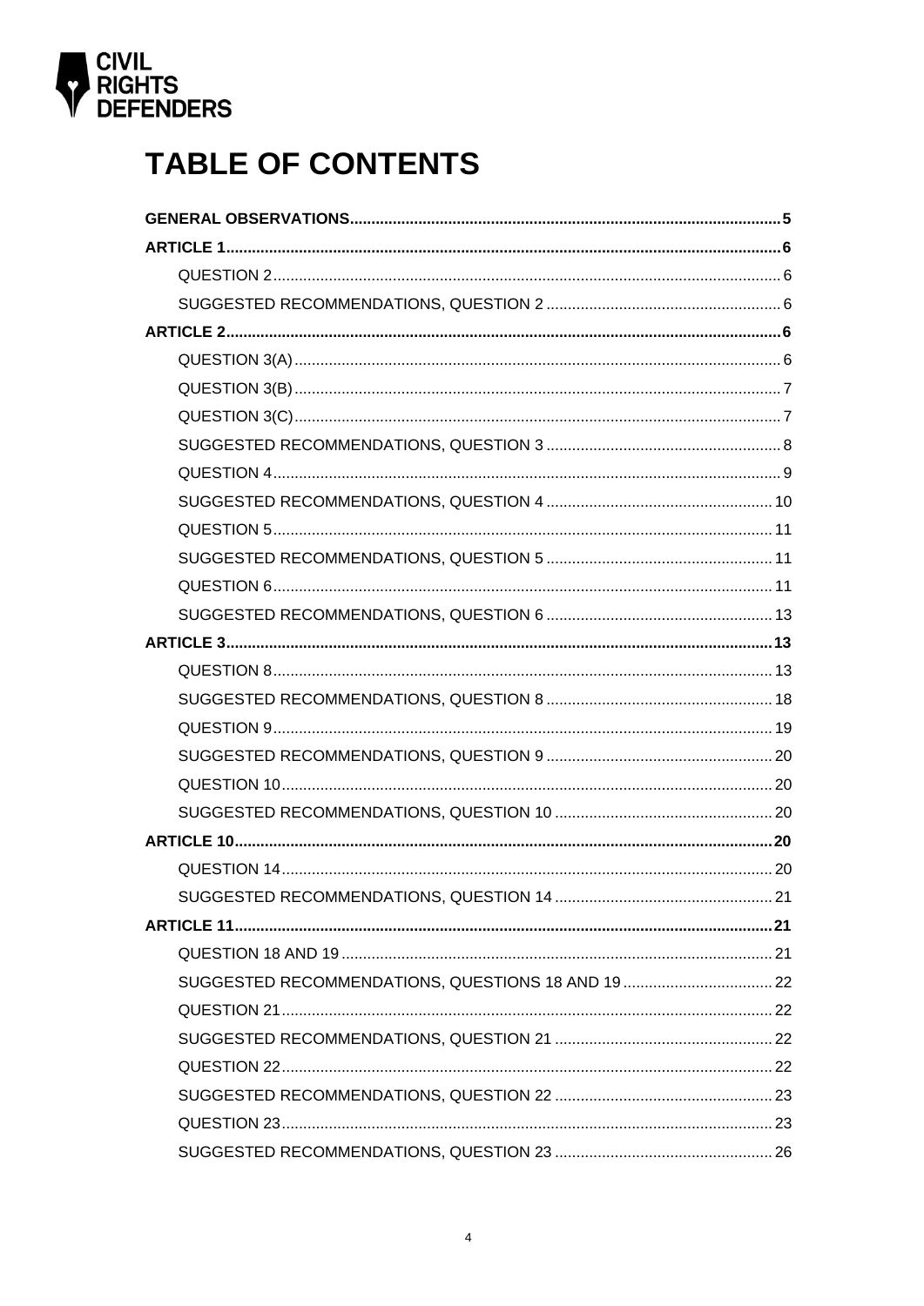CIVIL RIGHTS DEFENDERS

# TABLE OF CONTENTS

**GENERAL OBSERVATIONS** .......... **5**

**ARTICLE 1** .......... **6**

- QUESTION 2 .......... 6
- SUGGESTED RECOMMENDATIONS, QUESTION 2 .......... 6

**ARTICLE 2** .......... **6**

- QUESTION 3(A) .......... 6
- QUESTION 3(B) .......... 7
- QUESTION 3(C) .......... 7
- SUGGESTED RECOMMENDATIONS, QUESTION 3 .......... 8
- QUESTION 4 .......... 9
- SUGGESTED RECOMMENDATIONS, QUESTION 4 .......... 10
- QUESTION 5 .......... 11
- SUGGESTED RECOMMENDATIONS, QUESTION 5 .......... 11
- QUESTION 6 .......... 11
- SUGGESTED RECOMMENDATIONS, QUESTION 6 .......... 13

**ARTICLE 3** .......... **13**

- QUESTION 8 .......... 13
- SUGGESTED RECOMMENDATIONS, QUESTION 8 .......... 18
- QUESTION 9 .......... 19
- SUGGESTED RECOMMENDATIONS, QUESTION 9 .......... 20
- QUESTION 10 .......... 20
- SUGGESTED RECOMMENDATIONS, QUESTION 10 .......... 20

**ARTICLE 10** .......... **20**

- QUESTION 14 .......... 20
- SUGGESTED RECOMMENDATIONS, QUESTION 14 .......... 21

**ARTICLE 11** .......... **21**

- QUESTION 18 AND 19 .......... 21
- SUGGESTED RECOMMENDATIONS, QUESTIONS 18 AND 19 .......... 22
- QUESTION 21 .......... 22
- SUGGESTED RECOMMENDATIONS, QUESTION 21 .......... 22
- QUESTION 22 .......... 22
- SUGGESTED RECOMMENDATIONS, QUESTION 22 .......... 23
- QUESTION 23 .......... 23
- SUGGESTED RECOMMENDATIONS, QUESTION 23 .......... 26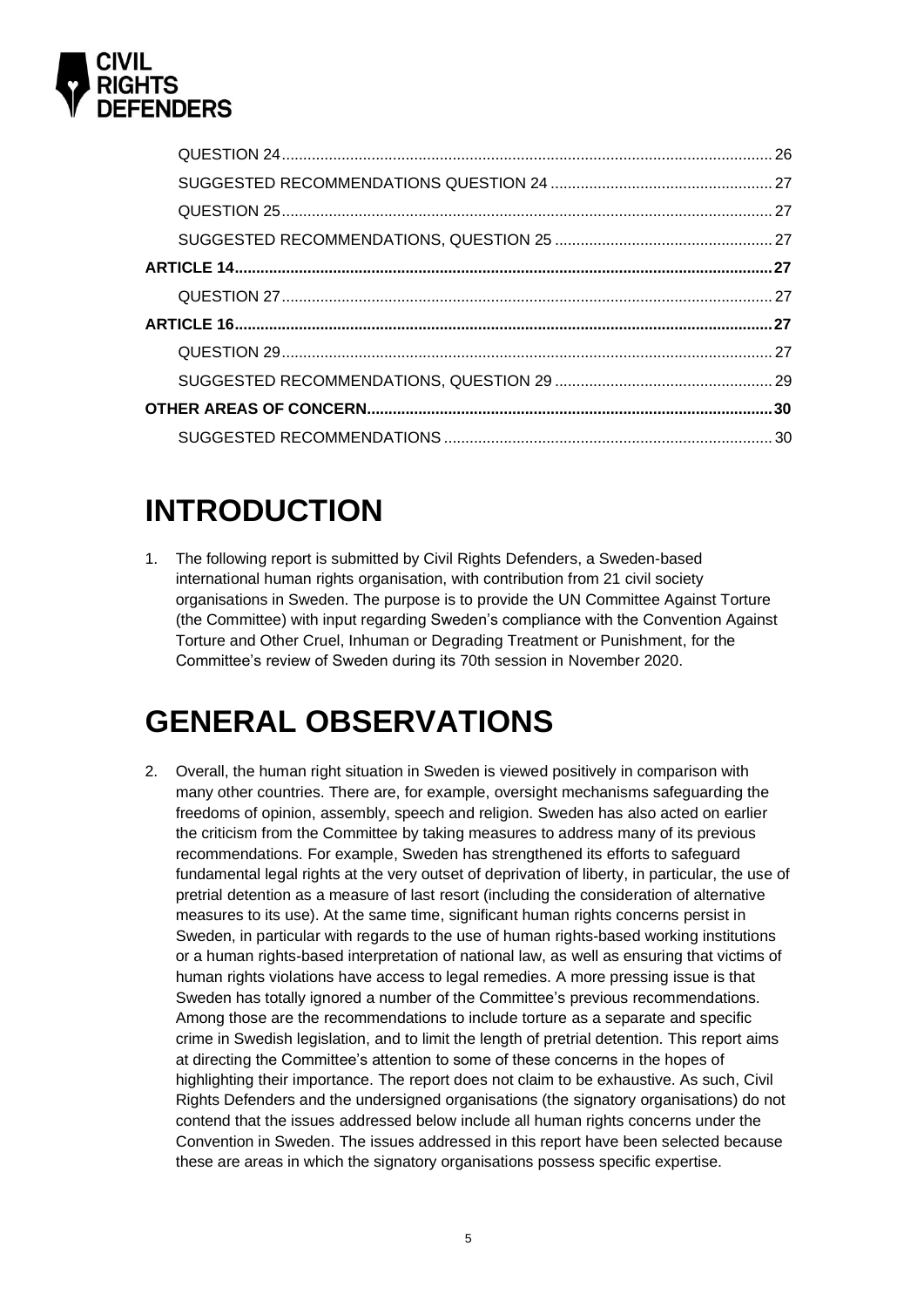| | |
|---|---|
| QUESTION 24 | 26 |
| SUGGESTED RECOMMENDATIONS QUESTION 24 | 27 |
| QUESTION 25 | 27 |
| SUGGESTED RECOMMENDATIONS, QUESTION 25 | 27 |
| **ARTICLE 14** | **27** |
| QUESTION 27 | 27 |
| **ARTICLE 16** | **27** |
| QUESTION 29 | 27 |
| SUGGESTED RECOMMENDATIONS, QUESTION 29 | 29 |
| **OTHER AREAS OF CONCERN** | **30** |
| SUGGESTED RECOMMENDATIONS | 30 |

# INTRODUCTION

1. The following report is submitted by Civil Rights Defenders, a Sweden-based international human rights organisation, with contribution from 21 civil society organisations in Sweden. The purpose is to provide the UN Committee Against Torture (the Committee) with input regarding Sweden's compliance with the Convention Against Torture and Other Cruel, Inhuman or Degrading Treatment or Punishment, for the Committee's review of Sweden during its 70th session in November 2020.

# GENERAL OBSERVATIONS

2. Overall, the human right situation in Sweden is viewed positively in comparison with many other countries. There are, for example, oversight mechanisms safeguarding the freedoms of opinion, assembly, speech and religion. Sweden has also acted on earlier the criticism from the Committee by taking measures to address many of its previous recommendations. For example, Sweden has strengthened its efforts to safeguard fundamental legal rights at the very outset of deprivation of liberty, in particular, the use of pretrial detention as a measure of last resort (including the consideration of alternative measures to its use). At the same time, significant human rights concerns persist in Sweden, in particular with regards to the use of human rights-based working institutions or a human rights-based interpretation of national law, as well as ensuring that victims of human rights violations have access to legal remedies. A more pressing issue is that Sweden has totally ignored a number of the Committee's previous recommendations. Among those are the recommendations to include torture as a separate and specific crime in Swedish legislation, and to limit the length of pretrial detention. This report aims at directing the Committee's attention to some of these concerns in the hopes of highlighting their importance. The report does not claim to be exhaustive. As such, Civil Rights Defenders and the undersigned organisations (the signatory organisations) do not contend that the issues addressed below include all human rights concerns under the Convention in Sweden. The issues addressed in this report have been selected because these are areas in which the signatory organisations possess specific expertise.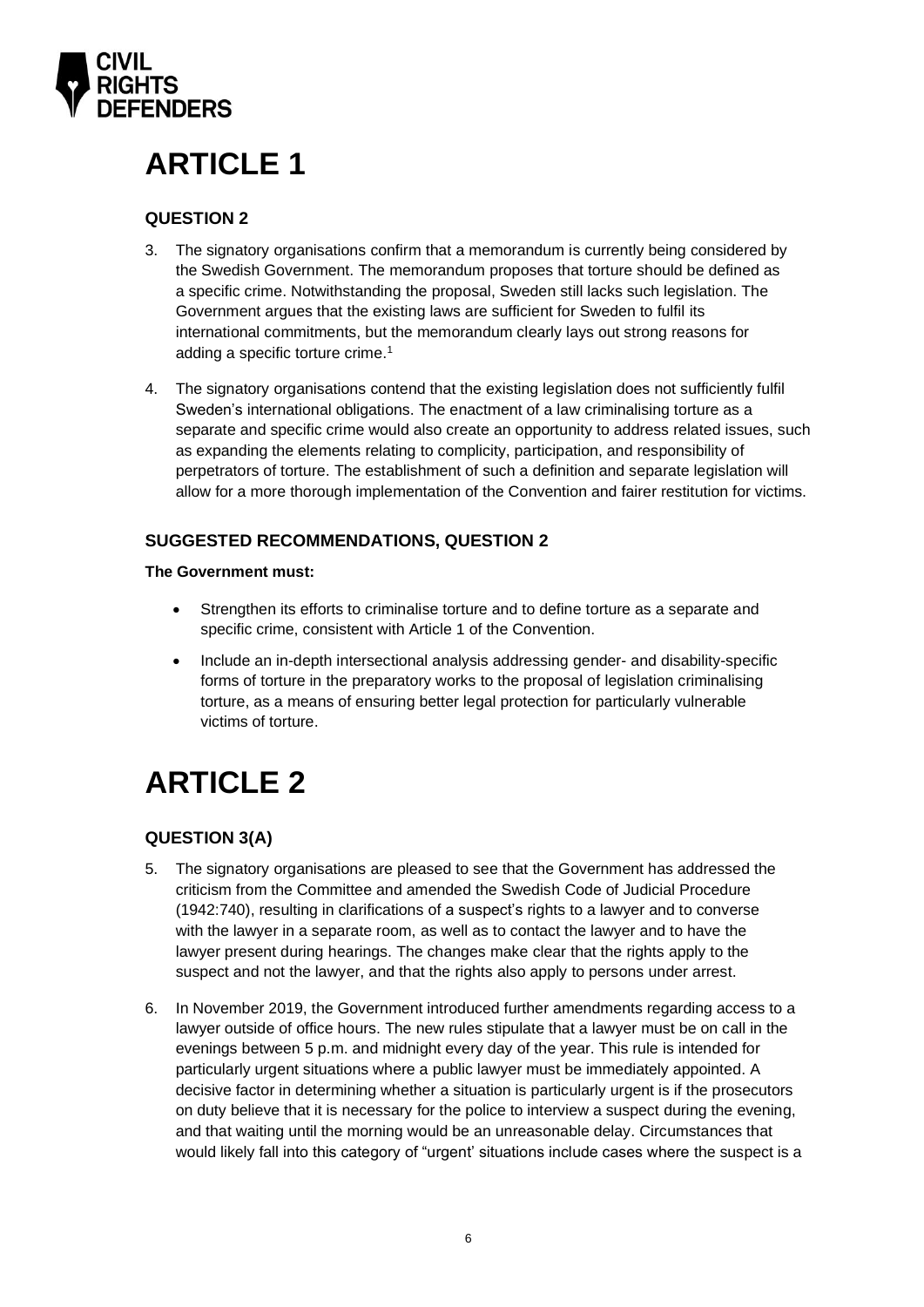# ARTICLE 1

### QUESTION 2

3. The signatory organisations confirm that a memorandum is currently being considered by the Swedish Government. The memorandum proposes that torture should be defined as a specific crime. Notwithstanding the proposal, Sweden still lacks such legislation. The Government argues that the existing laws are sufficient for Sweden to fulfil its international commitments, but the memorandum clearly lays out strong reasons for adding a specific torture crime.[1]

4. The signatory organisations contend that the existing legislation does not sufficiently fulfil Sweden's international obligations. The enactment of a law criminalising torture as a separate and specific crime would also create an opportunity to address related issues, such as expanding the elements relating to complicity, participation, and responsibility of perpetrators of torture. The establishment of such a definition and separate legislation will allow for a more thorough implementation of the Convention and fairer restitution for victims.

### SUGGESTED RECOMMENDATIONS, QUESTION 2

**The Government must:**

- Strengthen its efforts to criminalise torture and to define torture as a separate and specific crime, consistent with Article 1 of the Convention.
- Include an in-depth intersectional analysis addressing gender- and disability-specific forms of torture in the preparatory works to the proposal of legislation criminalising torture, as a means of ensuring better legal protection for particularly vulnerable victims of torture.

# ARTICLE 2

### QUESTION 3(A)

5. The signatory organisations are pleased to see that the Government has addressed the criticism from the Committee and amended the Swedish Code of Judicial Procedure (1942:740), resulting in clarifications of a suspect's rights to a lawyer and to converse with the lawyer in a separate room, as well as to contact the lawyer and to have the lawyer present during hearings. The changes make clear that the rights apply to the suspect and not the lawyer, and that the rights also apply to persons under arrest.

6. In November 2019, the Government introduced further amendments regarding access to a lawyer outside of office hours. The new rules stipulate that a lawyer must be on call in the evenings between 5 p.m. and midnight every day of the year. This rule is intended for particularly urgent situations where a public lawyer must be immediately appointed. A decisive factor in determining whether a situation is particularly urgent is if the prosecutors on duty believe that it is necessary for the police to interview a suspect during the evening, and that waiting until the morning would be an unreasonable delay. Circumstances that would likely fall into this category of "urgent' situations include cases where the suspect is a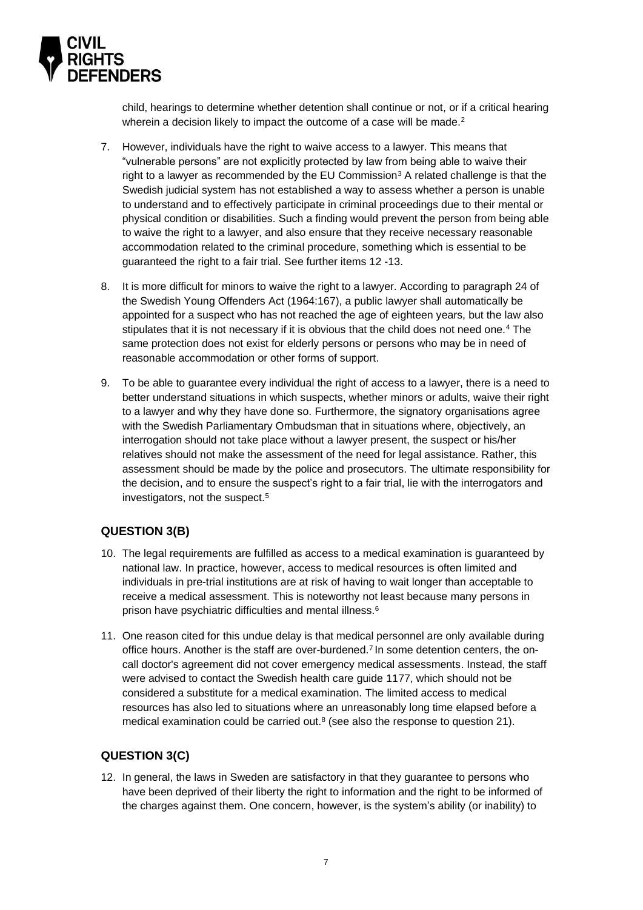child, hearings to determine whether detention shall continue or not, or if a critical hearing wherein a decision likely to impact the outcome of a case will be made.[2]

7. However, individuals have the right to waive access to a lawyer. This means that "vulnerable persons" are not explicitly protected by law from being able to waive their right to a lawyer as recommended by the EU Commission[3] A related challenge is that the Swedish judicial system has not established a way to assess whether a person is unable to understand and to effectively participate in criminal proceedings due to their mental or physical condition or disabilities. Such a finding would prevent the person from being able to waive the right to a lawyer, and also ensure that they receive necessary reasonable accommodation related to the criminal procedure, something which is essential to be guaranteed the right to a fair trial. See further items 12 -13.

8. It is more difficult for minors to waive the right to a lawyer. According to paragraph 24 of the Swedish Young Offenders Act (1964:167), a public lawyer shall automatically be appointed for a suspect who has not reached the age of eighteen years, but the law also stipulates that it is not necessary if it is obvious that the child does not need one.[4] The same protection does not exist for elderly persons or persons who may be in need of reasonable accommodation or other forms of support.

9. To be able to guarantee every individual the right of access to a lawyer, there is a need to better understand situations in which suspects, whether minors or adults, waive their right to a lawyer and why they have done so. Furthermore, the signatory organisations agree with the Swedish Parliamentary Ombudsman that in situations where, objectively, an interrogation should not take place without a lawyer present, the suspect or his/her relatives should not make the assessment of the need for legal assistance. Rather, this assessment should be made by the police and prosecutors. The ultimate responsibility for the decision, and to ensure the suspect's right to a fair trial, lie with the interrogators and investigators, not the suspect.[5]

## QUESTION 3(B)

10. The legal requirements are fulfilled as access to a medical examination is guaranteed by national law. In practice, however, access to medical resources is often limited and individuals in pre-trial institutions are at risk of having to wait longer than acceptable to receive a medical assessment. This is noteworthy not least because many persons in prison have psychiatric difficulties and mental illness.[6]

11. One reason cited for this undue delay is that medical personnel are only available during office hours. Another is the staff are over-burdened.[7] In some detention centers, the on-call doctor's agreement did not cover emergency medical assessments. Instead, the staff were advised to contact the Swedish health care guide 1177, which should not be considered a substitute for a medical examination. The limited access to medical resources has also led to situations where an unreasonably long time elapsed before a medical examination could be carried out.[8] (see also the response to question 21).

## QUESTION 3(C)

12. In general, the laws in Sweden are satisfactory in that they guarantee to persons who have been deprived of their liberty the right to information and the right to be informed of the charges against them. One concern, however, is the system's ability (or inability) to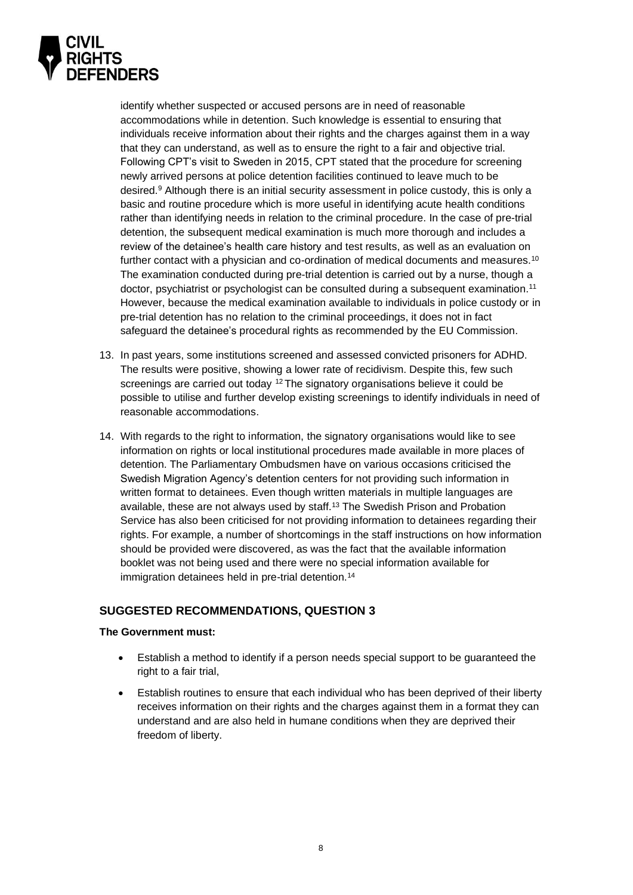identify whether suspected or accused persons are in need of reasonable accommodations while in detention. Such knowledge is essential to ensuring that individuals receive information about their rights and the charges against them in a way that they can understand, as well as to ensure the right to a fair and objective trial. Following CPT's visit to Sweden in 2015, CPT stated that the procedure for screening newly arrived persons at police detention facilities continued to leave much to be desired.[9] Although there is an initial security assessment in police custody, this is only a basic and routine procedure which is more useful in identifying acute health conditions rather than identifying needs in relation to the criminal procedure. In the case of pre-trial detention, the subsequent medical examination is much more thorough and includes a review of the detainee's health care history and test results, as well as an evaluation on further contact with a physician and co-ordination of medical documents and measures.[10] The examination conducted during pre-trial detention is carried out by a nurse, though a doctor, psychiatrist or psychologist can be consulted during a subsequent examination.[11] However, because the medical examination available to individuals in police custody or in pre-trial detention has no relation to the criminal proceedings, it does not in fact safeguard the detainee's procedural rights as recommended by the EU Commission.

13. In past years, some institutions screened and assessed convicted prisoners for ADHD. The results were positive, showing a lower rate of recidivism. Despite this, few such screenings are carried out today [12] The signatory organisations believe it could be possible to utilise and further develop existing screenings to identify individuals in need of reasonable accommodations.

14. With regards to the right to information, the signatory organisations would like to see information on rights or local institutional procedures made available in more places of detention. The Parliamentary Ombudsmen have on various occasions criticised the Swedish Migration Agency's detention centers for not providing such information in written format to detainees. Even though written materials in multiple languages are available, these are not always used by staff.[13] The Swedish Prison and Probation Service has also been criticised for not providing information to detainees regarding their rights. For example, a number of shortcomings in the staff instructions on how information should be provided were discovered, as was the fact that the available information booklet was not being used and there were no special information available for immigration detainees held in pre-trial detention.[14]

## SUGGESTED RECOMMENDATIONS, QUESTION 3

**The Government must:**

- Establish a method to identify if a person needs special support to be guaranteed the right to a fair trial,
- Establish routines to ensure that each individual who has been deprived of their liberty receives information on their rights and the charges against them in a format they can understand and are also held in humane conditions when they are deprived their freedom of liberty.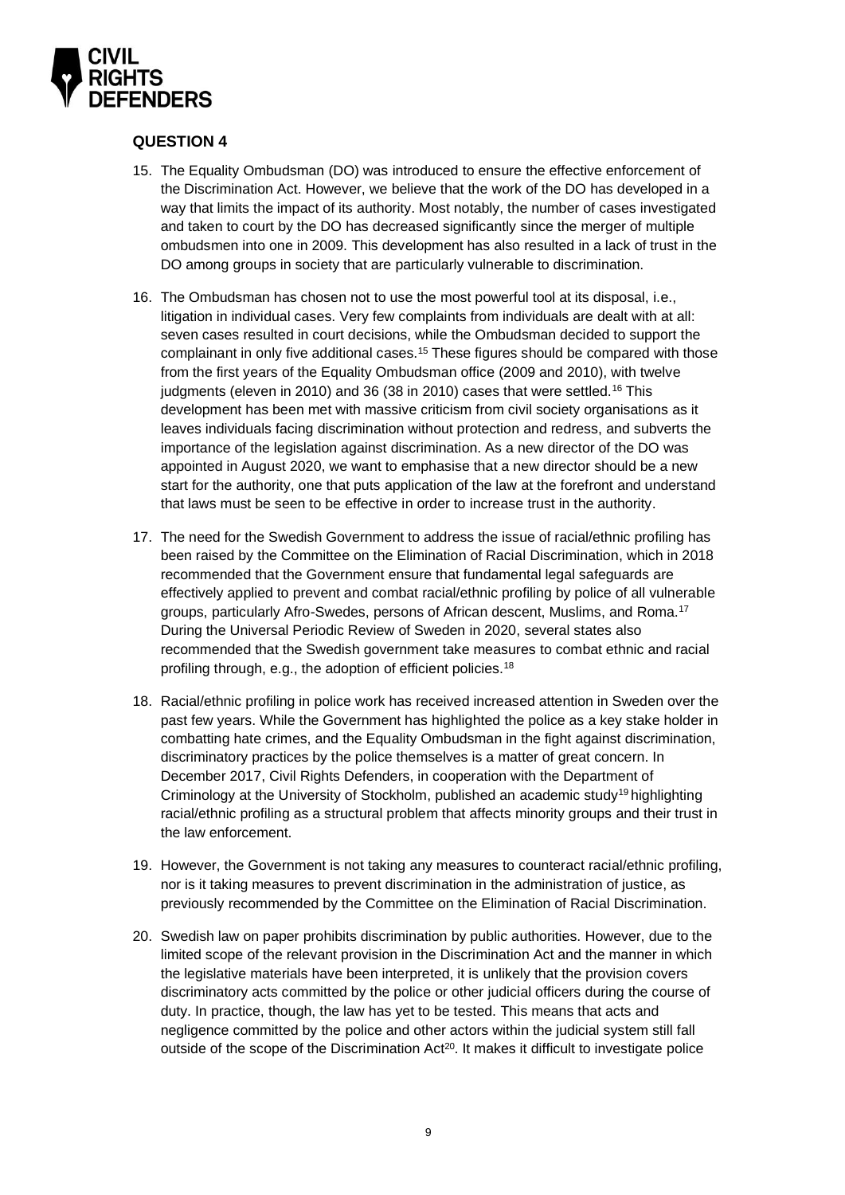### QUESTION 4

15. The Equality Ombudsman (DO) was introduced to ensure the effective enforcement of the Discrimination Act. However, we believe that the work of the DO has developed in a way that limits the impact of its authority. Most notably, the number of cases investigated and taken to court by the DO has decreased significantly since the merger of multiple ombudsmen into one in 2009. This development has also resulted in a lack of trust in the DO among groups in society that are particularly vulnerable to discrimination.

16. The Ombudsman has chosen not to use the most powerful tool at its disposal, i.e., litigation in individual cases. Very few complaints from individuals are dealt with at all: seven cases resulted in court decisions, while the Ombudsman decided to support the complainant in only five additional cases.[15] These figures should be compared with those from the first years of the Equality Ombudsman office (2009 and 2010), with twelve judgments (eleven in 2010) and 36 (38 in 2010) cases that were settled.[16] This development has been met with massive criticism from civil society organisations as it leaves individuals facing discrimination without protection and redress, and subverts the importance of the legislation against discrimination. As a new director of the DO was appointed in August 2020, we want to emphasise that a new director should be a new start for the authority, one that puts application of the law at the forefront and understand that laws must be seen to be effective in order to increase trust in the authority.

17. The need for the Swedish Government to address the issue of racial/ethnic profiling has been raised by the Committee on the Elimination of Racial Discrimination, which in 2018 recommended that the Government ensure that fundamental legal safeguards are effectively applied to prevent and combat racial/ethnic profiling by police of all vulnerable groups, particularly Afro-Swedes, persons of African descent, Muslims, and Roma.[17] During the Universal Periodic Review of Sweden in 2020, several states also recommended that the Swedish government take measures to combat ethnic and racial profiling through, e.g., the adoption of efficient policies.[18]

18. Racial/ethnic profiling in police work has received increased attention in Sweden over the past few years. While the Government has highlighted the police as a key stake holder in combatting hate crimes, and the Equality Ombudsman in the fight against discrimination, discriminatory practices by the police themselves is a matter of great concern. In December 2017, Civil Rights Defenders, in cooperation with the Department of Criminology at the University of Stockholm, published an academic study[19] highlighting racial/ethnic profiling as a structural problem that affects minority groups and their trust in the law enforcement.

19. However, the Government is not taking any measures to counteract racial/ethnic profiling, nor is it taking measures to prevent discrimination in the administration of justice, as previously recommended by the Committee on the Elimination of Racial Discrimination.

20. Swedish law on paper prohibits discrimination by public authorities. However, due to the limited scope of the relevant provision in the Discrimination Act and the manner in which the legislative materials have been interpreted, it is unlikely that the provision covers discriminatory acts committed by the police or other judicial officers during the course of duty. In practice, though, the law has yet to be tested. This means that acts and negligence committed by the police and other actors within the judicial system still fall outside of the scope of the Discrimination Act[20]. It makes it difficult to investigate police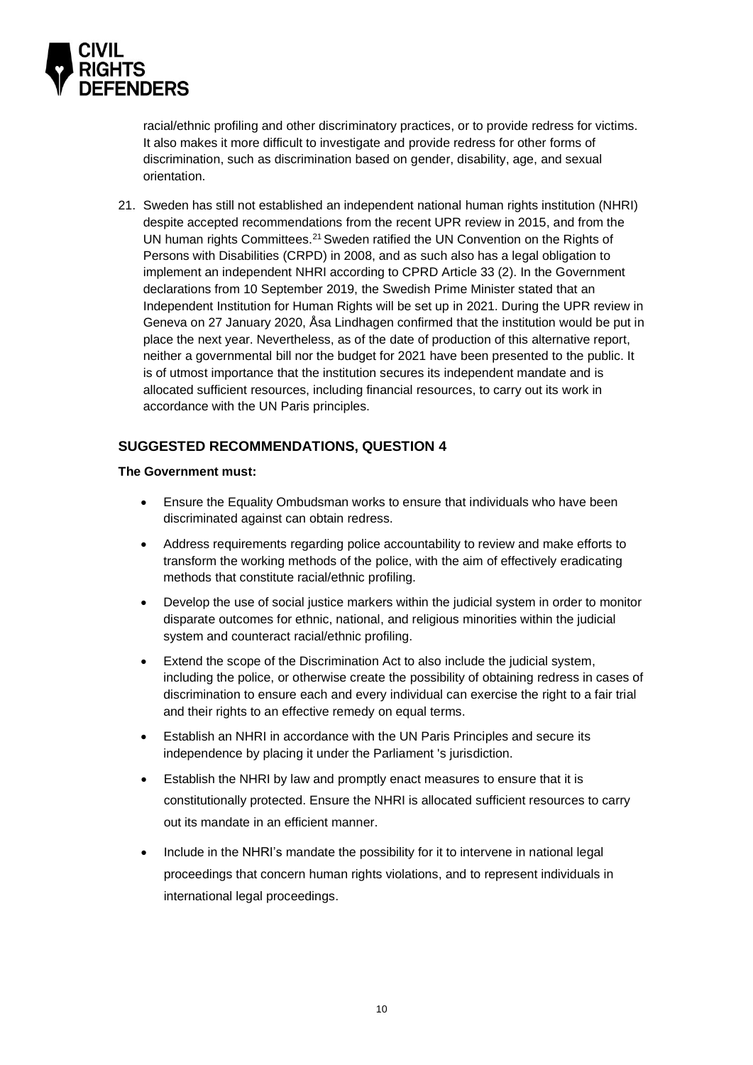racial/ethnic profiling and other discriminatory practices, or to provide redress for victims. It also makes it more difficult to investigate and provide redress for other forms of discrimination, such as discrimination based on gender, disability, age, and sexual orientation.

21. Sweden has still not established an independent national human rights institution (NHRI) despite accepted recommendations from the recent UPR review in 2015, and from the UN human rights Committees.[21] Sweden ratified the UN Convention on the Rights of Persons with Disabilities (CRPD) in 2008, and as such also has a legal obligation to implement an independent NHRI according to CPRD Article 33 (2). In the Government declarations from 10 September 2019, the Swedish Prime Minister stated that an Independent Institution for Human Rights will be set up in 2021. During the UPR review in Geneva on 27 January 2020, Åsa Lindhagen confirmed that the institution would be put in place the next year. Nevertheless, as of the date of production of this alternative report, neither a governmental bill nor the budget for 2021 have been presented to the public. It is of utmost importance that the institution secures its independent mandate and is allocated sufficient resources, including financial resources, to carry out its work in accordance with the UN Paris principles.

## SUGGESTED RECOMMENDATIONS, QUESTION 4

**The Government must:**

- Ensure the Equality Ombudsman works to ensure that individuals who have been discriminated against can obtain redress.
- Address requirements regarding police accountability to review and make efforts to transform the working methods of the police, with the aim of effectively eradicating methods that constitute racial/ethnic profiling.
- Develop the use of social justice markers within the judicial system in order to monitor disparate outcomes for ethnic, national, and religious minorities within the judicial system and counteract racial/ethnic profiling.
- Extend the scope of the Discrimination Act to also include the judicial system, including the police, or otherwise create the possibility of obtaining redress in cases of discrimination to ensure each and every individual can exercise the right to a fair trial and their rights to an effective remedy on equal terms.
- Establish an NHRI in accordance with the UN Paris Principles and secure its independence by placing it under the Parliament 's jurisdiction.
- Establish the NHRI by law and promptly enact measures to ensure that it is constitutionally protected. Ensure the NHRI is allocated sufficient resources to carry out its mandate in an efficient manner.
- Include in the NHRI's mandate the possibility for it to intervene in national legal proceedings that concern human rights violations, and to represent individuals in international legal proceedings.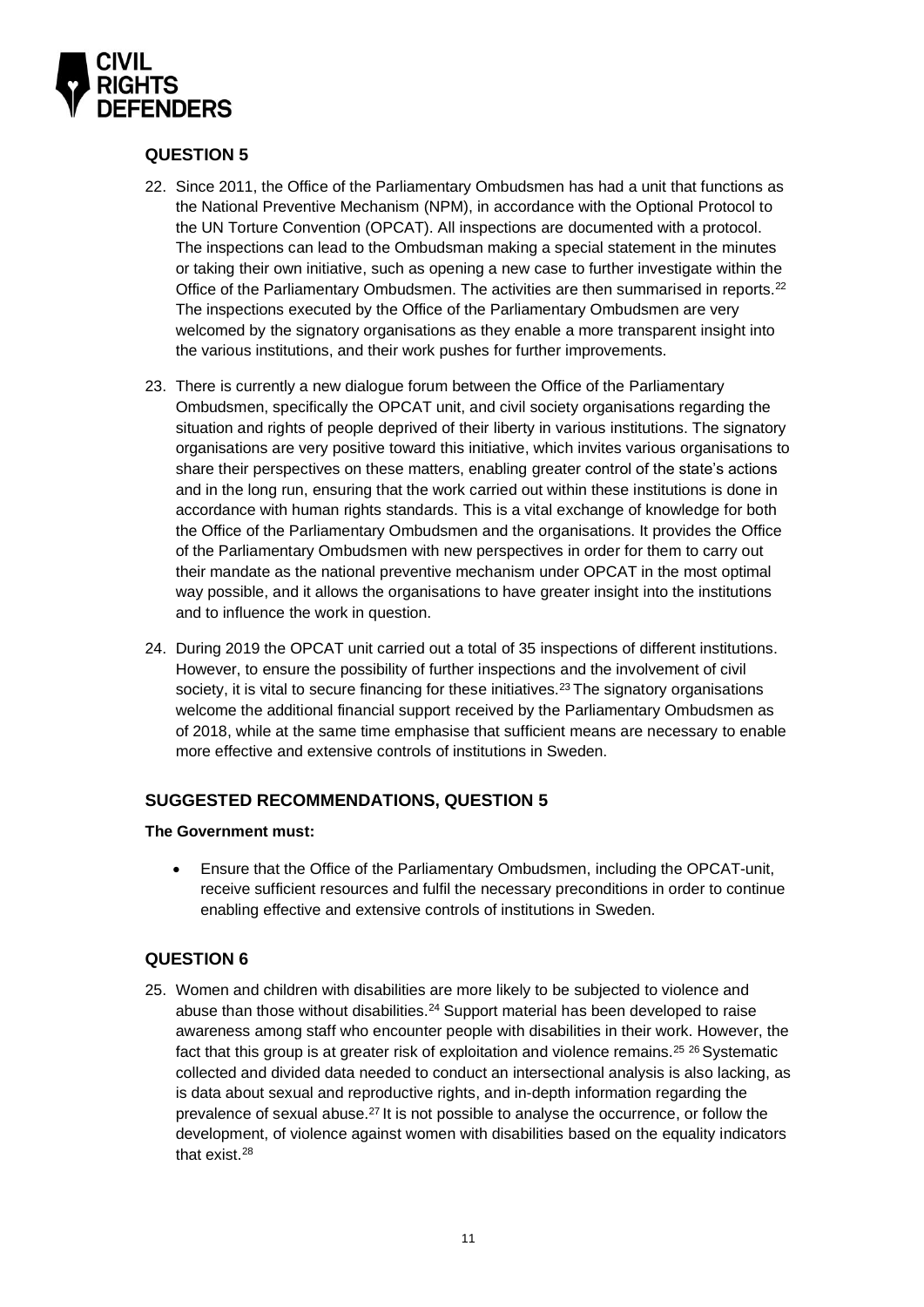## QUESTION 5

22. Since 2011, the Office of the Parliamentary Ombudsmen has had a unit that functions as the National Preventive Mechanism (NPM), in accordance with the Optional Protocol to the UN Torture Convention (OPCAT). All inspections are documented with a protocol. The inspections can lead to the Ombudsman making a special statement in the minutes or taking their own initiative, such as opening a new case to further investigate within the Office of the Parliamentary Ombudsmen. The activities are then summarised in reports.[22] The inspections executed by the Office of the Parliamentary Ombudsmen are very welcomed by the signatory organisations as they enable a more transparent insight into the various institutions, and their work pushes for further improvements.

23. There is currently a new dialogue forum between the Office of the Parliamentary Ombudsmen, specifically the OPCAT unit, and civil society organisations regarding the situation and rights of people deprived of their liberty in various institutions. The signatory organisations are very positive toward this initiative, which invites various organisations to share their perspectives on these matters, enabling greater control of the state's actions and in the long run, ensuring that the work carried out within these institutions is done in accordance with human rights standards. This is a vital exchange of knowledge for both the Office of the Parliamentary Ombudsmen and the organisations. It provides the Office of the Parliamentary Ombudsmen with new perspectives in order for them to carry out their mandate as the national preventive mechanism under OPCAT in the most optimal way possible, and it allows the organisations to have greater insight into the institutions and to influence the work in question.

24. During 2019 the OPCAT unit carried out a total of 35 inspections of different institutions. However, to ensure the possibility of further inspections and the involvement of civil society, it is vital to secure financing for these initiatives.[23] The signatory organisations welcome the additional financial support received by the Parliamentary Ombudsmen as of 2018, while at the same time emphasise that sufficient means are necessary to enable more effective and extensive controls of institutions in Sweden.

## SUGGESTED RECOMMENDATIONS, QUESTION 5

**The Government must:**

- Ensure that the Office of the Parliamentary Ombudsmen, including the OPCAT-unit, receive sufficient resources and fulfil the necessary preconditions in order to continue enabling effective and extensive controls of institutions in Sweden.

## QUESTION 6

25. Women and children with disabilities are more likely to be subjected to violence and abuse than those without disabilities.[24] Support material has been developed to raise awareness among staff who encounter people with disabilities in their work. However, the fact that this group is at greater risk of exploitation and violence remains.[25] [26] Systematic collected and divided data needed to conduct an intersectional analysis is also lacking, as is data about sexual and reproductive rights, and in-depth information regarding the prevalence of sexual abuse.[27] It is not possible to analyse the occurrence, or follow the development, of violence against women with disabilities based on the equality indicators that exist.[28]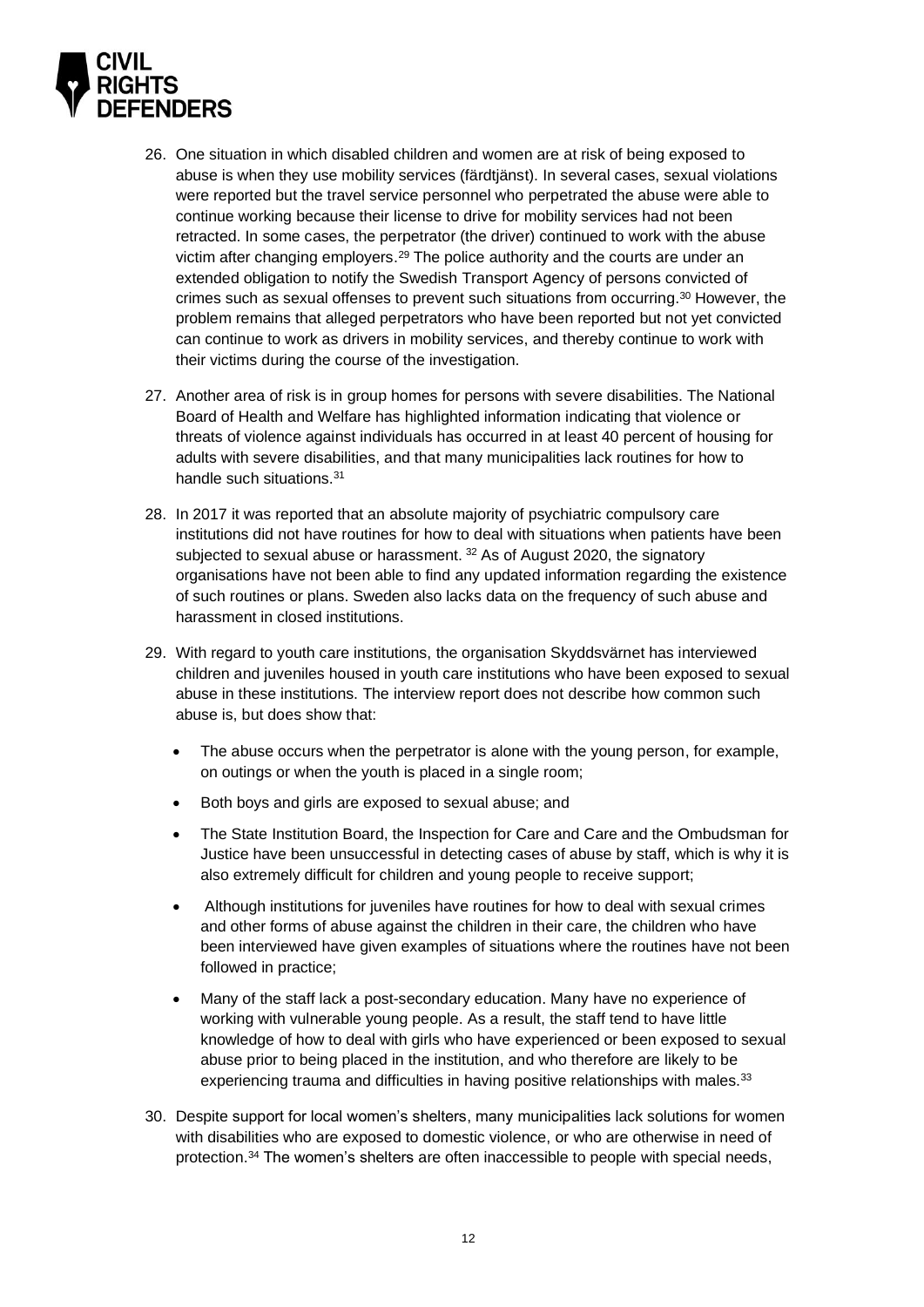26. One situation in which disabled children and women are at risk of being exposed to abuse is when they use mobility services (färdtjänst). In several cases, sexual violations were reported but the travel service personnel who perpetrated the abuse were able to continue working because their license to drive for mobility services had not been retracted. In some cases, the perpetrator (the driver) continued to work with the abuse victim after changing employers.[29] The police authority and the courts are under an extended obligation to notify the Swedish Transport Agency of persons convicted of crimes such as sexual offenses to prevent such situations from occurring.[30] However, the problem remains that alleged perpetrators who have been reported but not yet convicted can continue to work as drivers in mobility services, and thereby continue to work with their victims during the course of the investigation.

27. Another area of risk is in group homes for persons with severe disabilities. The National Board of Health and Welfare has highlighted information indicating that violence or threats of violence against individuals has occurred in at least 40 percent of housing for adults with severe disabilities, and that many municipalities lack routines for how to handle such situations.[31]

28. In 2017 it was reported that an absolute majority of psychiatric compulsory care institutions did not have routines for how to deal with situations when patients have been subjected to sexual abuse or harassment. [32] As of August 2020, the signatory organisations have not been able to find any updated information regarding the existence of such routines or plans. Sweden also lacks data on the frequency of such abuse and harassment in closed institutions.

29. With regard to youth care institutions, the organisation Skyddsvärnet has interviewed children and juveniles housed in youth care institutions who have been exposed to sexual abuse in these institutions. The interview report does not describe how common such abuse is, but does show that:

    - The abuse occurs when the perpetrator is alone with the young person, for example, on outings or when the youth is placed in a single room;
    - Both boys and girls are exposed to sexual abuse; and
    - The State Institution Board, the Inspection for Care and Care and the Ombudsman for Justice have been unsuccessful in detecting cases of abuse by staff, which is why it is also extremely difficult for children and young people to receive support;
    - Although institutions for juveniles have routines for how to deal with sexual crimes and other forms of abuse against the children in their care, the children who have been interviewed have given examples of situations where the routines have not been followed in practice;
    - Many of the staff lack a post-secondary education. Many have no experience of working with vulnerable young people. As a result, the staff tend to have little knowledge of how to deal with girls who have experienced or been exposed to sexual abuse prior to being placed in the institution, and who therefore are likely to be experiencing trauma and difficulties in having positive relationships with males.[33]

30. Despite support for local women's shelters, many municipalities lack solutions for women with disabilities who are exposed to domestic violence, or who are otherwise in need of protection.[34] The women's shelters are often inaccessible to people with special needs,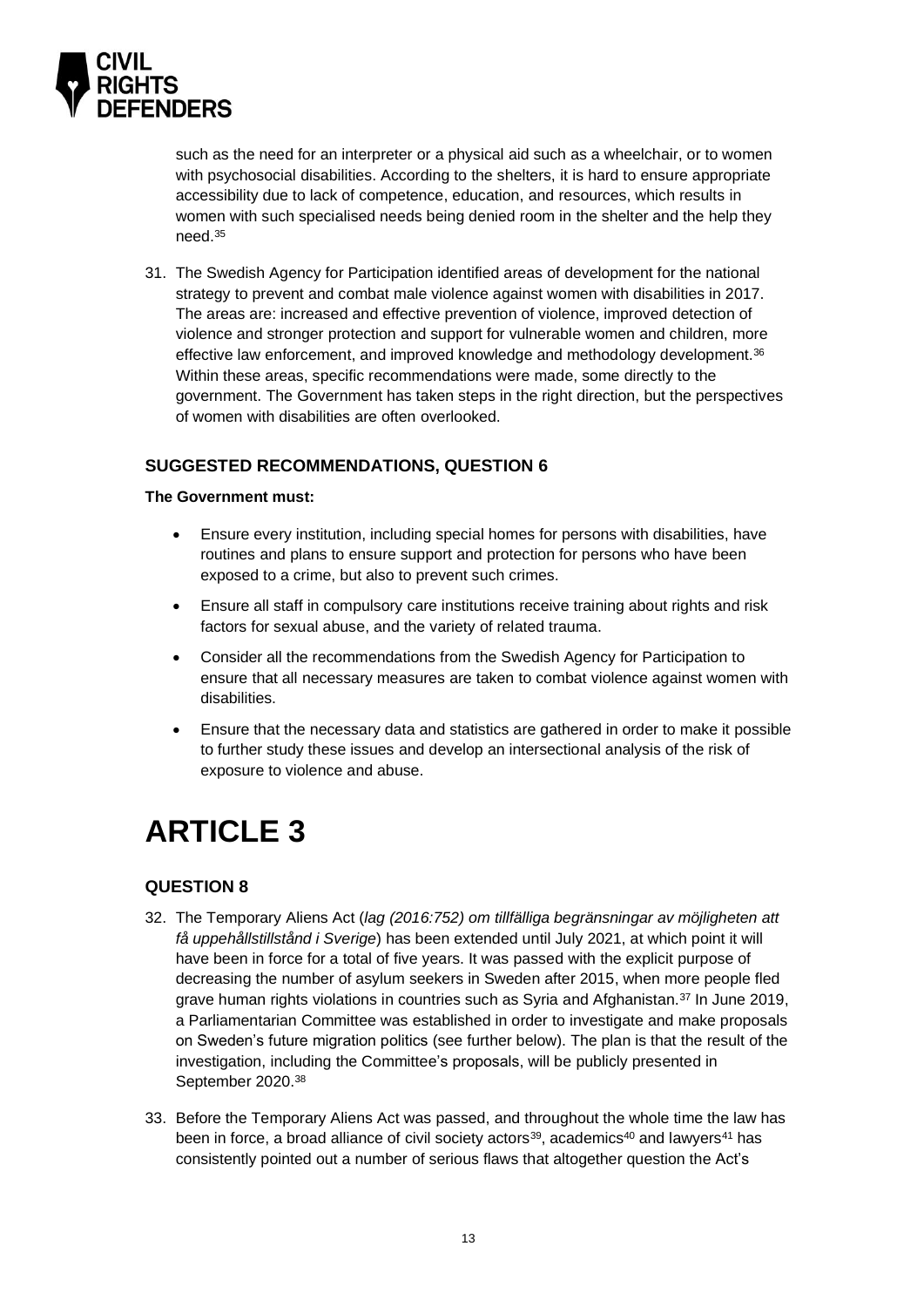such as the need for an interpreter or a physical aid such as a wheelchair, or to women with psychosocial disabilities. According to the shelters, it is hard to ensure appropriate accessibility due to lack of competence, education, and resources, which results in women with such specialised needs being denied room in the shelter and the help they need.[35]

31. The Swedish Agency for Participation identified areas of development for the national strategy to prevent and combat male violence against women with disabilities in 2017. The areas are: increased and effective prevention of violence, improved detection of violence and stronger protection and support for vulnerable women and children, more effective law enforcement, and improved knowledge and methodology development.[36] Within these areas, specific recommendations were made, some directly to the government. The Government has taken steps in the right direction, but the perspectives of women with disabilities are often overlooked.

### SUGGESTED RECOMMENDATIONS, QUESTION 6

**The Government must:**

- Ensure every institution, including special homes for persons with disabilities, have routines and plans to ensure support and protection for persons who have been exposed to a crime, but also to prevent such crimes.
- Ensure all staff in compulsory care institutions receive training about rights and risk factors for sexual abuse, and the variety of related trauma.
- Consider all the recommendations from the Swedish Agency for Participation to ensure that all necessary measures are taken to combat violence against women with disabilities.
- Ensure that the necessary data and statistics are gathered in order to make it possible to further study these issues and develop an intersectional analysis of the risk of exposure to violence and abuse.

# ARTICLE 3

### QUESTION 8

32. The Temporary Aliens Act (*lag (2016:752) om tillfälliga begränsningar av möjligheten att få uppehållstillstånd i Sverige*) has been extended until July 2021, at which point it will have been in force for a total of five years. It was passed with the explicit purpose of decreasing the number of asylum seekers in Sweden after 2015, when more people fled grave human rights violations in countries such as Syria and Afghanistan.[37] In June 2019, a Parliamentarian Committee was established in order to investigate and make proposals on Sweden's future migration politics (see further below). The plan is that the result of the investigation, including the Committee's proposals, will be publicly presented in September 2020.[38]

33. Before the Temporary Aliens Act was passed, and throughout the whole time the law has been in force, a broad alliance of civil society actors[39], academics[40] and lawyers[41] has consistently pointed out a number of serious flaws that altogether question the Act's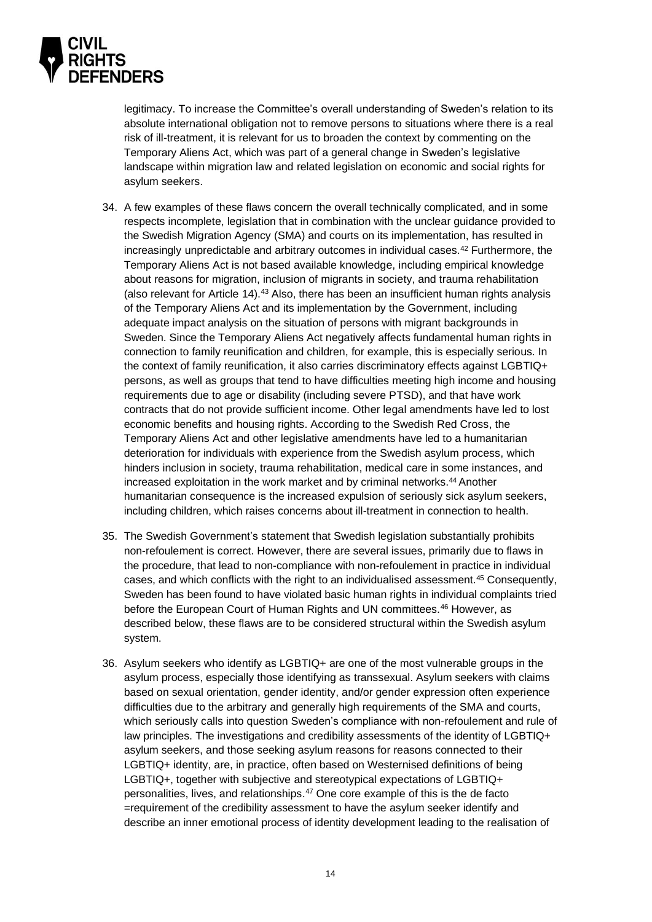legitimacy. To increase the Committee's overall understanding of Sweden's relation to its absolute international obligation not to remove persons to situations where there is a real risk of ill-treatment, it is relevant for us to broaden the context by commenting on the Temporary Aliens Act, which was part of a general change in Sweden's legislative landscape within migration law and related legislation on economic and social rights for asylum seekers.

34. A few examples of these flaws concern the overall technically complicated, and in some respects incomplete, legislation that in combination with the unclear guidance provided to the Swedish Migration Agency (SMA) and courts on its implementation, has resulted in increasingly unpredictable and arbitrary outcomes in individual cases.[42] Furthermore, the Temporary Aliens Act is not based available knowledge, including empirical knowledge about reasons for migration, inclusion of migrants in society, and trauma rehabilitation (also relevant for Article 14).[43] Also, there has been an insufficient human rights analysis of the Temporary Aliens Act and its implementation by the Government, including adequate impact analysis on the situation of persons with migrant backgrounds in Sweden. Since the Temporary Aliens Act negatively affects fundamental human rights in connection to family reunification and children, for example, this is especially serious. In the context of family reunification, it also carries discriminatory effects against LGBTIQ+ persons, as well as groups that tend to have difficulties meeting high income and housing requirements due to age or disability (including severe PTSD), and that have work contracts that do not provide sufficient income. Other legal amendments have led to lost economic benefits and housing rights. According to the Swedish Red Cross, the Temporary Aliens Act and other legislative amendments have led to a humanitarian deterioration for individuals with experience from the Swedish asylum process, which hinders inclusion in society, trauma rehabilitation, medical care in some instances, and increased exploitation in the work market and by criminal networks.[44] Another humanitarian consequence is the increased expulsion of seriously sick asylum seekers, including children, which raises concerns about ill-treatment in connection to health.

35. The Swedish Government's statement that Swedish legislation substantially prohibits non-refoulement is correct. However, there are several issues, primarily due to flaws in the procedure, that lead to non-compliance with non-refoulement in practice in individual cases, and which conflicts with the right to an individualised assessment.[45] Consequently, Sweden has been found to have violated basic human rights in individual complaints tried before the European Court of Human Rights and UN committees.[46] However, as described below, these flaws are to be considered structural within the Swedish asylum system.

36. Asylum seekers who identify as LGBTIQ+ are one of the most vulnerable groups in the asylum process, especially those identifying as transsexual. Asylum seekers with claims based on sexual orientation, gender identity, and/or gender expression often experience difficulties due to the arbitrary and generally high requirements of the SMA and courts, which seriously calls into question Sweden's compliance with non-refoulement and rule of law principles. The investigations and credibility assessments of the identity of LGBTIQ+ asylum seekers, and those seeking asylum reasons for reasons connected to their LGBTIQ+ identity, are, in practice, often based on Westernised definitions of being LGBTIQ+, together with subjective and stereotypical expectations of LGBTIQ+ personalities, lives, and relationships.[47] One core example of this is the de facto =requirement of the credibility assessment to have the asylum seeker identify and describe an inner emotional process of identity development leading to the realisation of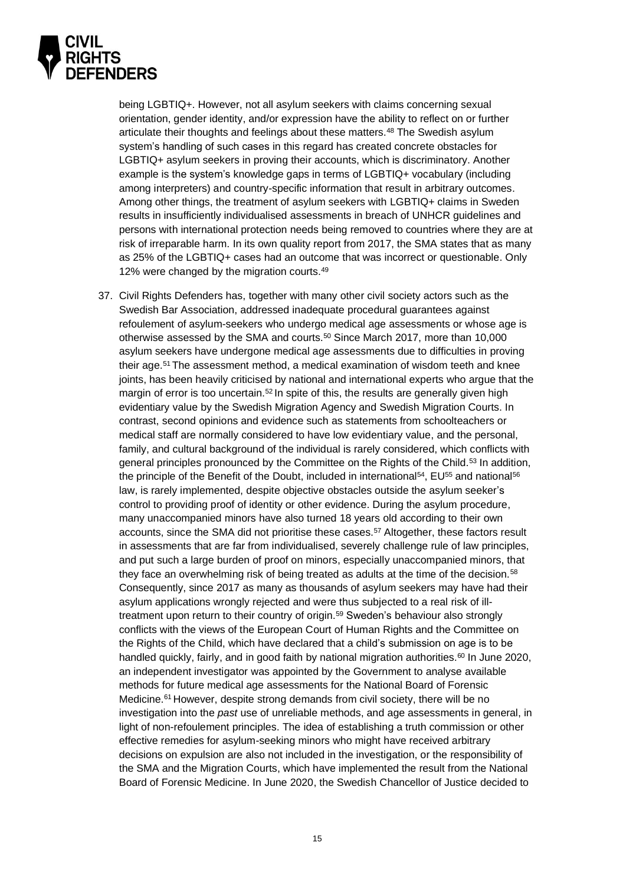being LGBTIQ+. However, not all asylum seekers with claims concerning sexual orientation, gender identity, and/or expression have the ability to reflect on or further articulate their thoughts and feelings about these matters.[48] The Swedish asylum system's handling of such cases in this regard has created concrete obstacles for LGBTIQ+ asylum seekers in proving their accounts, which is discriminatory. Another example is the system's knowledge gaps in terms of LGBTIQ+ vocabulary (including among interpreters) and country-specific information that result in arbitrary outcomes. Among other things, the treatment of asylum seekers with LGBTIQ+ claims in Sweden results in insufficiently individualised assessments in breach of UNHCR guidelines and persons with international protection needs being removed to countries where they are at risk of irreparable harm. In its own quality report from 2017, the SMA states that as many as 25% of the LGBTIQ+ cases had an outcome that was incorrect or questionable. Only 12% were changed by the migration courts.[49]

37. Civil Rights Defenders has, together with many other civil society actors such as the Swedish Bar Association, addressed inadequate procedural guarantees against refoulement of asylum-seekers who undergo medical age assessments or whose age is otherwise assessed by the SMA and courts.[50] Since March 2017, more than 10,000 asylum seekers have undergone medical age assessments due to difficulties in proving their age.[51] The assessment method, a medical examination of wisdom teeth and knee joints, has been heavily criticised by national and international experts who argue that the margin of error is too uncertain.[52] In spite of this, the results are generally given high evidentiary value by the Swedish Migration Agency and Swedish Migration Courts. In contrast, second opinions and evidence such as statements from schoolteachers or medical staff are normally considered to have low evidentiary value, and the personal, family, and cultural background of the individual is rarely considered, which conflicts with general principles pronounced by the Committee on the Rights of the Child.[53] In addition, the principle of the Benefit of the Doubt, included in international[54], EU[55] and national[56] law, is rarely implemented, despite objective obstacles outside the asylum seeker's control to providing proof of identity or other evidence. During the asylum procedure, many unaccompanied minors have also turned 18 years old according to their own accounts, since the SMA did not prioritise these cases.[57] Altogether, these factors result in assessments that are far from individualised, severely challenge rule of law principles, and put such a large burden of proof on minors, especially unaccompanied minors, that they face an overwhelming risk of being treated as adults at the time of the decision.[58] Consequently, since 2017 as many as thousands of asylum seekers may have had their asylum applications wrongly rejected and were thus subjected to a real risk of ill-treatment upon return to their country of origin.[59] Sweden's behaviour also strongly conflicts with the views of the European Court of Human Rights and the Committee on the Rights of the Child, which have declared that a child's submission on age is to be handled quickly, fairly, and in good faith by national migration authorities.[60] In June 2020, an independent investigator was appointed by the Government to analyse available methods for future medical age assessments for the National Board of Forensic Medicine.[61] However, despite strong demands from civil society, there will be no investigation into the *past* use of unreliable methods, and age assessments in general, in light of non-refoulement principles. The idea of establishing a truth commission or other effective remedies for asylum-seeking minors who might have received arbitrary decisions on expulsion are also not included in the investigation, or the responsibility of the SMA and the Migration Courts, which have implemented the result from the National Board of Forensic Medicine. In June 2020, the Swedish Chancellor of Justice decided to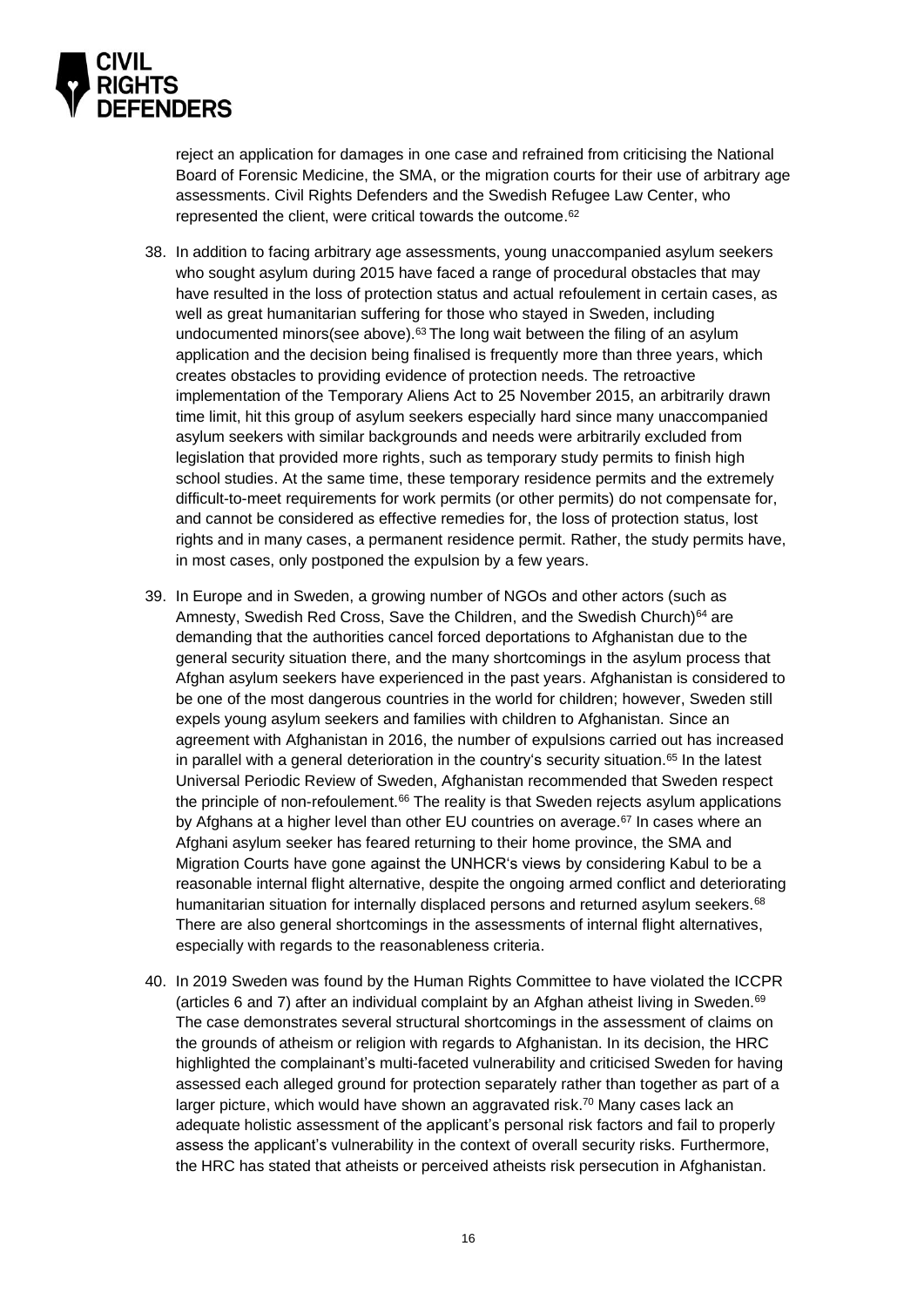reject an application for damages in one case and refrained from criticising the National Board of Forensic Medicine, the SMA, or the migration courts for their use of arbitrary age assessments. Civil Rights Defenders and the Swedish Refugee Law Center, who represented the client, were critical towards the outcome.[62]

38. In addition to facing arbitrary age assessments, young unaccompanied asylum seekers who sought asylum during 2015 have faced a range of procedural obstacles that may have resulted in the loss of protection status and actual refoulement in certain cases, as well as great humanitarian suffering for those who stayed in Sweden, including undocumented minors(see above).[63] The long wait between the filing of an asylum application and the decision being finalised is frequently more than three years, which creates obstacles to providing evidence of protection needs. The retroactive implementation of the Temporary Aliens Act to 25 November 2015, an arbitrarily drawn time limit, hit this group of asylum seekers especially hard since many unaccompanied asylum seekers with similar backgrounds and needs were arbitrarily excluded from legislation that provided more rights, such as temporary study permits to finish high school studies. At the same time, these temporary residence permits and the extremely difficult-to-meet requirements for work permits (or other permits) do not compensate for, and cannot be considered as effective remedies for, the loss of protection status, lost rights and in many cases, a permanent residence permit. Rather, the study permits have, in most cases, only postponed the expulsion by a few years.

39. In Europe and in Sweden, a growing number of NGOs and other actors (such as Amnesty, Swedish Red Cross, Save the Children, and the Swedish Church)[64] are demanding that the authorities cancel forced deportations to Afghanistan due to the general security situation there, and the many shortcomings in the asylum process that Afghan asylum seekers have experienced in the past years. Afghanistan is considered to be one of the most dangerous countries in the world for children; however, Sweden still expels young asylum seekers and families with children to Afghanistan. Since an agreement with Afghanistan in 2016, the number of expulsions carried out has increased in parallel with a general deterioration in the country's security situation.[65] In the latest Universal Periodic Review of Sweden, Afghanistan recommended that Sweden respect the principle of non-refoulement.[66] The reality is that Sweden rejects asylum applications by Afghans at a higher level than other EU countries on average.[67] In cases where an Afghani asylum seeker has feared returning to their home province, the SMA and Migration Courts have gone against the UNHCR's views by considering Kabul to be a reasonable internal flight alternative, despite the ongoing armed conflict and deteriorating humanitarian situation for internally displaced persons and returned asylum seekers.[68] There are also general shortcomings in the assessments of internal flight alternatives, especially with regards to the reasonableness criteria.

40. In 2019 Sweden was found by the Human Rights Committee to have violated the ICCPR (articles 6 and 7) after an individual complaint by an Afghan atheist living in Sweden.[69] The case demonstrates several structural shortcomings in the assessment of claims on the grounds of atheism or religion with regards to Afghanistan. In its decision, the HRC highlighted the complainant's multi-faceted vulnerability and criticised Sweden for having assessed each alleged ground for protection separately rather than together as part of a larger picture, which would have shown an aggravated risk.[70] Many cases lack an adequate holistic assessment of the applicant's personal risk factors and fail to properly assess the applicant's vulnerability in the context of overall security risks. Furthermore, the HRC has stated that atheists or perceived atheists risk persecution in Afghanistan.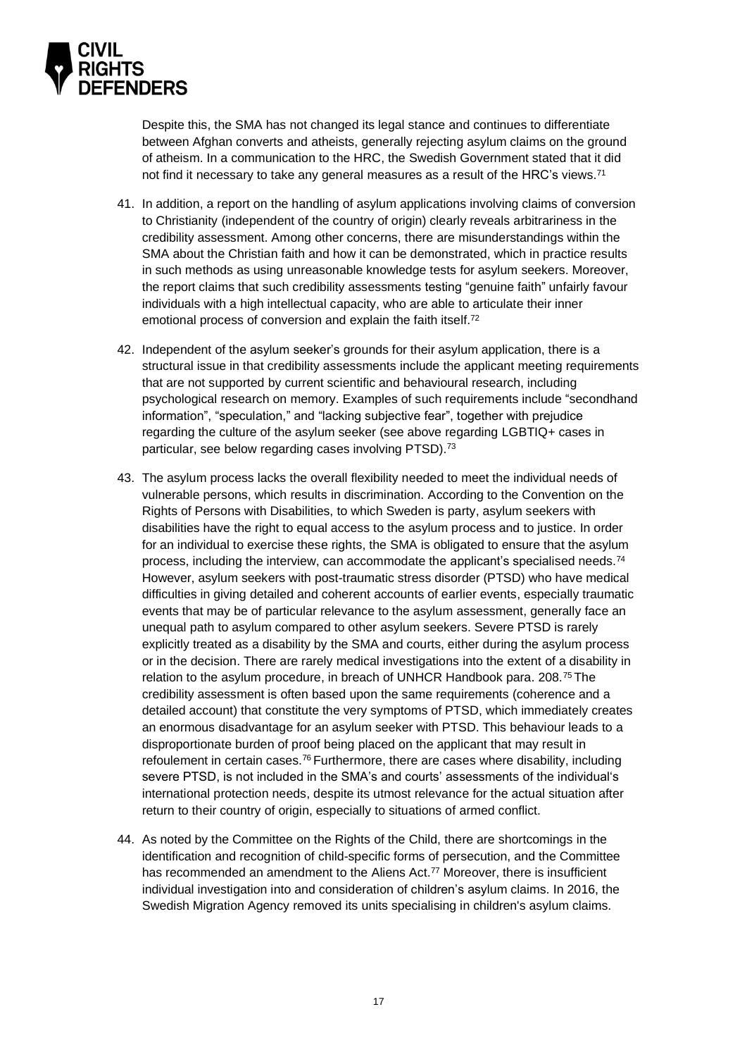Despite this, the SMA has not changed its legal stance and continues to differentiate between Afghan converts and atheists, generally rejecting asylum claims on the ground of atheism. In a communication to the HRC, the Swedish Government stated that it did not find it necessary to take any general measures as a result of the HRC's views.[71]

41. In addition, a report on the handling of asylum applications involving claims of conversion to Christianity (independent of the country of origin) clearly reveals arbitrariness in the credibility assessment. Among other concerns, there are misunderstandings within the SMA about the Christian faith and how it can be demonstrated, which in practice results in such methods as using unreasonable knowledge tests for asylum seekers. Moreover, the report claims that such credibility assessments testing "genuine faith" unfairly favour individuals with a high intellectual capacity, who are able to articulate their inner emotional process of conversion and explain the faith itself.[72]

42. Independent of the asylum seeker's grounds for their asylum application, there is a structural issue in that credibility assessments include the applicant meeting requirements that are not supported by current scientific and behavioural research, including psychological research on memory. Examples of such requirements include "secondhand information", "speculation," and "lacking subjective fear", together with prejudice regarding the culture of the asylum seeker (see above regarding LGBTIQ+ cases in particular, see below regarding cases involving PTSD).[73]

43. The asylum process lacks the overall flexibility needed to meet the individual needs of vulnerable persons, which results in discrimination. According to the Convention on the Rights of Persons with Disabilities, to which Sweden is party, asylum seekers with disabilities have the right to equal access to the asylum process and to justice. In order for an individual to exercise these rights, the SMA is obligated to ensure that the asylum process, including the interview, can accommodate the applicant's specialised needs.[74] However, asylum seekers with post-traumatic stress disorder (PTSD) who have medical difficulties in giving detailed and coherent accounts of earlier events, especially traumatic events that may be of particular relevance to the asylum assessment, generally face an unequal path to asylum compared to other asylum seekers. Severe PTSD is rarely explicitly treated as a disability by the SMA and courts, either during the asylum process or in the decision. There are rarely medical investigations into the extent of a disability in relation to the asylum procedure, in breach of UNHCR Handbook para. 208.[75] The credibility assessment is often based upon the same requirements (coherence and a detailed account) that constitute the very symptoms of PTSD, which immediately creates an enormous disadvantage for an asylum seeker with PTSD. This behaviour leads to a disproportionate burden of proof being placed on the applicant that may result in refoulement in certain cases.[76] Furthermore, there are cases where disability, including severe PTSD, is not included in the SMA's and courts' assessments of the individual's international protection needs, despite its utmost relevance for the actual situation after return to their country of origin, especially to situations of armed conflict.

44. As noted by the Committee on the Rights of the Child, there are shortcomings in the identification and recognition of child-specific forms of persecution, and the Committee has recommended an amendment to the Aliens Act.[77] Moreover, there is insufficient individual investigation into and consideration of children's asylum claims. In 2016, the Swedish Migration Agency removed its units specialising in children's asylum claims.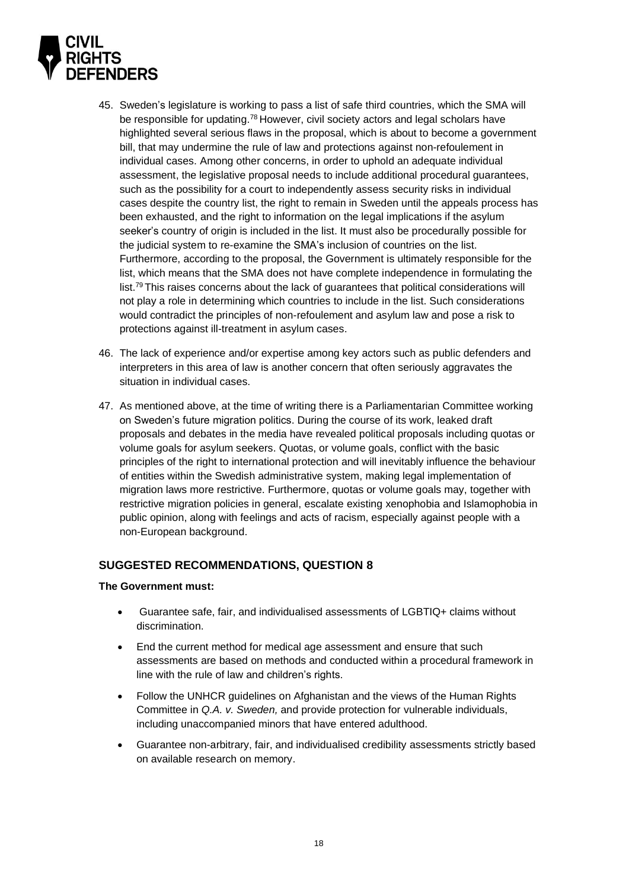45. Sweden's legislature is working to pass a list of safe third countries, which the SMA will be responsible for updating.[78] However, civil society actors and legal scholars have highlighted several serious flaws in the proposal, which is about to become a government bill, that may undermine the rule of law and protections against non-refoulement in individual cases. Among other concerns, in order to uphold an adequate individual assessment, the legislative proposal needs to include additional procedural guarantees, such as the possibility for a court to independently assess security risks in individual cases despite the country list, the right to remain in Sweden until the appeals process has been exhausted, and the right to information on the legal implications if the asylum seeker's country of origin is included in the list. It must also be procedurally possible for the judicial system to re-examine the SMA's inclusion of countries on the list. Furthermore, according to the proposal, the Government is ultimately responsible for the list, which means that the SMA does not have complete independence in formulating the list.[79] This raises concerns about the lack of guarantees that political considerations will not play a role in determining which countries to include in the list. Such considerations would contradict the principles of non-refoulement and asylum law and pose a risk to protections against ill-treatment in asylum cases.

46. The lack of experience and/or expertise among key actors such as public defenders and interpreters in this area of law is another concern that often seriously aggravates the situation in individual cases.

47. As mentioned above, at the time of writing there is a Parliamentarian Committee working on Sweden's future migration politics. During the course of its work, leaked draft proposals and debates in the media have revealed political proposals including quotas or volume goals for asylum seekers. Quotas, or volume goals, conflict with the basic principles of the right to international protection and will inevitably influence the behaviour of entities within the Swedish administrative system, making legal implementation of migration laws more restrictive. Furthermore, quotas or volume goals may, together with restrictive migration policies in general, escalate existing xenophobia and Islamophobia in public opinion, along with feelings and acts of racism, especially against people with a non-European background.

## SUGGESTED RECOMMENDATIONS, QUESTION 8

**The Government must:**

- Guarantee safe, fair, and individualised assessments of LGBTIQ+ claims without discrimination.
- End the current method for medical age assessment and ensure that such assessments are based on methods and conducted within a procedural framework in line with the rule of law and children's rights.
- Follow the UNHCR guidelines on Afghanistan and the views of the Human Rights Committee in *Q.A. v. Sweden,* and provide protection for vulnerable individuals, including unaccompanied minors that have entered adulthood.
- Guarantee non-arbitrary, fair, and individualised credibility assessments strictly based on available research on memory.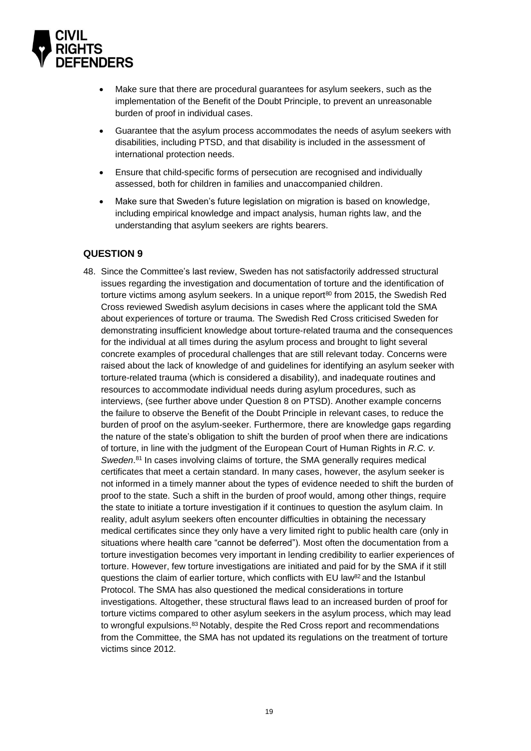- Make sure that there are procedural guarantees for asylum seekers, such as the implementation of the Benefit of the Doubt Principle, to prevent an unreasonable burden of proof in individual cases.
- Guarantee that the asylum process accommodates the needs of asylum seekers with disabilities, including PTSD, and that disability is included in the assessment of international protection needs.
- Ensure that child-specific forms of persecution are recognised and individually assessed, both for children in families and unaccompanied children.
- Make sure that Sweden's future legislation on migration is based on knowledge, including empirical knowledge and impact analysis, human rights law, and the understanding that asylum seekers are rights bearers.

## QUESTION 9

48. Since the Committee's last review, Sweden has not satisfactorily addressed structural issues regarding the investigation and documentation of torture and the identification of torture victims among asylum seekers. In a unique report[80] from 2015, the Swedish Red Cross reviewed Swedish asylum decisions in cases where the applicant told the SMA about experiences of torture or trauma. The Swedish Red Cross criticised Sweden for demonstrating insufficient knowledge about torture-related trauma and the consequences for the individual at all times during the asylum process and brought to light several concrete examples of procedural challenges that are still relevant today. Concerns were raised about the lack of knowledge of and guidelines for identifying an asylum seeker with torture-related trauma (which is considered a disability), and inadequate routines and resources to accommodate individual needs during asylum procedures, such as interviews, (see further above under Question 8 on PTSD). Another example concerns the failure to observe the Benefit of the Doubt Principle in relevant cases, to reduce the burden of proof on the asylum-seeker. Furthermore, there are knowledge gaps regarding the nature of the state's obligation to shift the burden of proof when there are indications of torture, in line with the judgment of the European Court of Human Rights in *R.C. v. Sweden*.[81] In cases involving claims of torture, the SMA generally requires medical certificates that meet a certain standard. In many cases, however, the asylum seeker is not informed in a timely manner about the types of evidence needed to shift the burden of proof to the state. Such a shift in the burden of proof would, among other things, require the state to initiate a torture investigation if it continues to question the asylum claim. In reality, adult asylum seekers often encounter difficulties in obtaining the necessary medical certificates since they only have a very limited right to public health care (only in situations where health care "cannot be deferred"). Most often the documentation from a torture investigation becomes very important in lending credibility to earlier experiences of torture. However, few torture investigations are initiated and paid for by the SMA if it still questions the claim of earlier torture, which conflicts with EU law[82] and the Istanbul Protocol. The SMA has also questioned the medical considerations in torture investigations. Altogether, these structural flaws lead to an increased burden of proof for torture victims compared to other asylum seekers in the asylum process, which may lead to wrongful expulsions.[83] Notably, despite the Red Cross report and recommendations from the Committee, the SMA has not updated its regulations on the treatment of torture victims since 2012.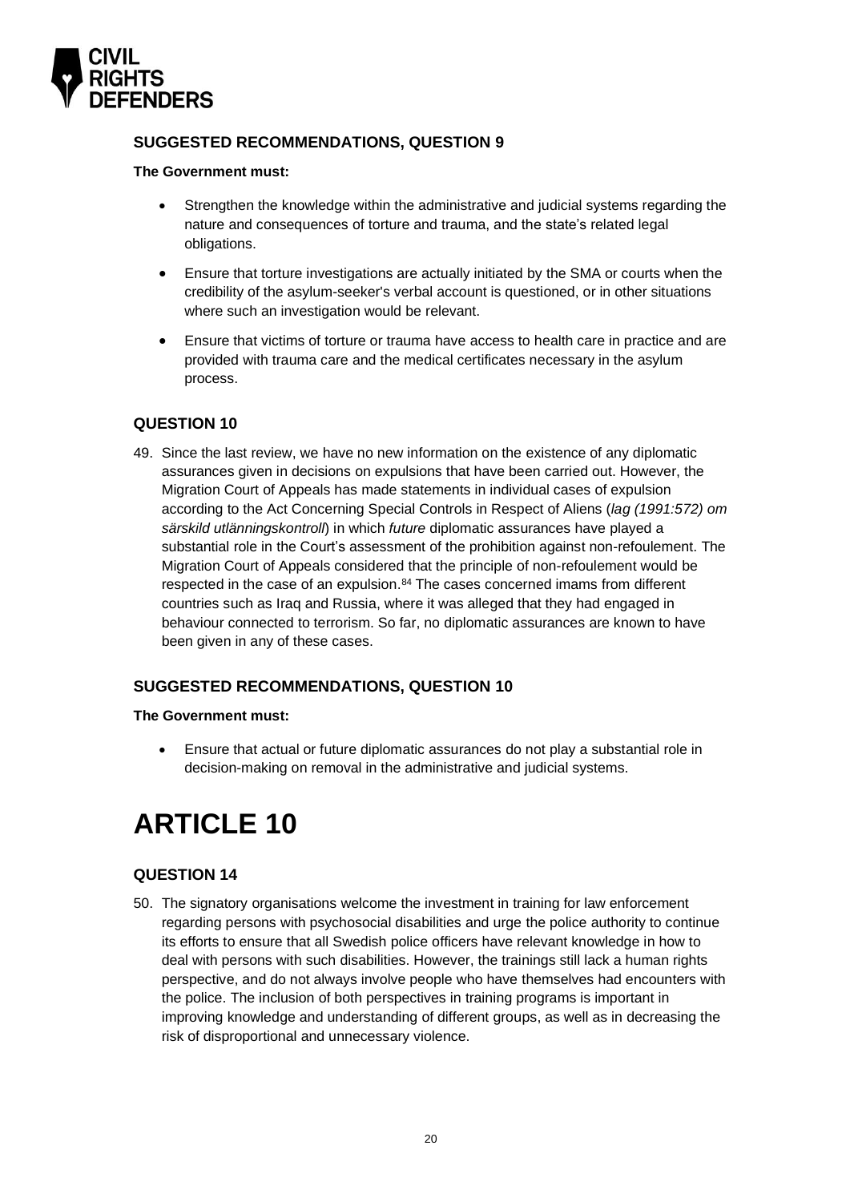### SUGGESTED RECOMMENDATIONS, QUESTION 9

**The Government must:**

- Strengthen the knowledge within the administrative and judicial systems regarding the nature and consequences of torture and trauma, and the state's related legal obligations.
- Ensure that torture investigations are actually initiated by the SMA or courts when the credibility of the asylum-seeker's verbal account is questioned, or in other situations where such an investigation would be relevant.
- Ensure that victims of torture or trauma have access to health care in practice and are provided with trauma care and the medical certificates necessary in the asylum process.

### QUESTION 10

49. Since the last review, we have no new information on the existence of any diplomatic assurances given in decisions on expulsions that have been carried out. However, the Migration Court of Appeals has made statements in individual cases of expulsion according to the Act Concerning Special Controls in Respect of Aliens (*lag (1991:572) om särskild utlänningskontroll*) in which *future* diplomatic assurances have played a substantial role in the Court's assessment of the prohibition against non-refoulement. The Migration Court of Appeals considered that the principle of non-refoulement would be respected in the case of an expulsion.[84] The cases concerned imams from different countries such as Iraq and Russia, where it was alleged that they had engaged in behaviour connected to terrorism. So far, no diplomatic assurances are known to have been given in any of these cases.

### SUGGESTED RECOMMENDATIONS, QUESTION 10

**The Government must:**

- Ensure that actual or future diplomatic assurances do not play a substantial role in decision-making on removal in the administrative and judicial systems.

# ARTICLE 10

### QUESTION 14

50. The signatory organisations welcome the investment in training for law enforcement regarding persons with psychosocial disabilities and urge the police authority to continue its efforts to ensure that all Swedish police officers have relevant knowledge in how to deal with persons with such disabilities. However, the trainings still lack a human rights perspective, and do not always involve people who have themselves had encounters with the police. The inclusion of both perspectives in training programs is important in improving knowledge and understanding of different groups, as well as in decreasing the risk of disproportional and unnecessary violence.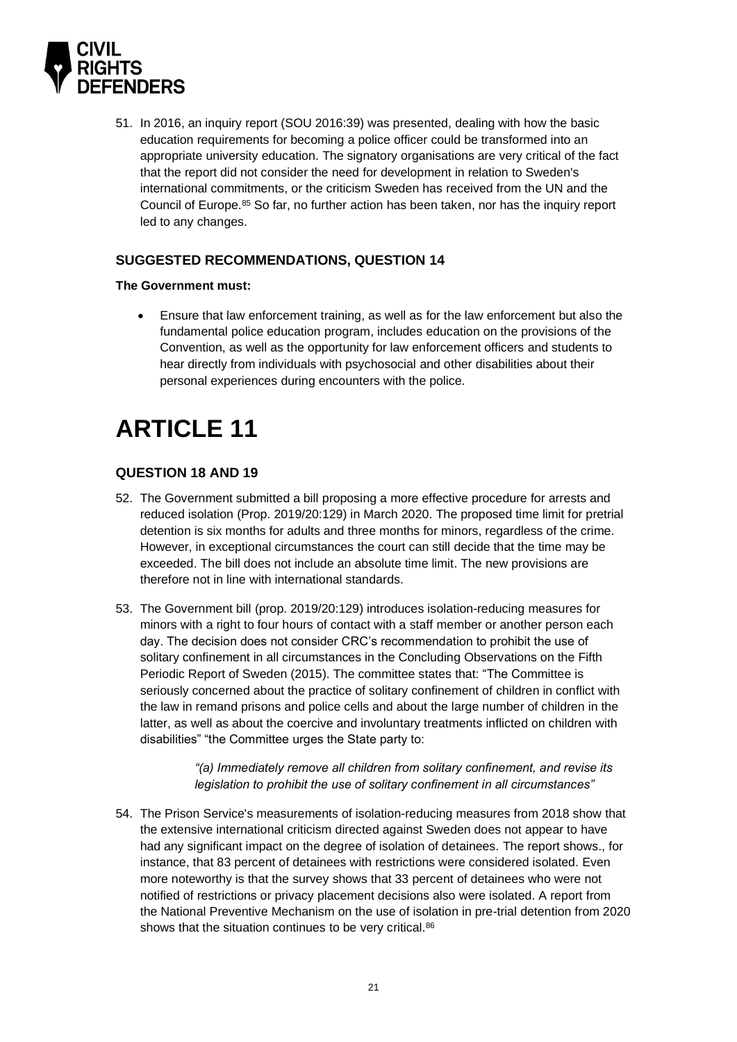51. In 2016, an inquiry report (SOU 2016:39) was presented, dealing with how the basic education requirements for becoming a police officer could be transformed into an appropriate university education. The signatory organisations are very critical of the fact that the report did not consider the need for development in relation to Sweden's international commitments, or the criticism Sweden has received from the UN and the Council of Europe.[85] So far, no further action has been taken, nor has the inquiry report led to any changes.

### SUGGESTED RECOMMENDATIONS, QUESTION 14

**The Government must:**

- Ensure that law enforcement training, as well as for the law enforcement but also the fundamental police education program, includes education on the provisions of the Convention, as well as the opportunity for law enforcement officers and students to hear directly from individuals with psychosocial and other disabilities about their personal experiences during encounters with the police.

# ARTICLE 11

### QUESTION 18 AND 19

52. The Government submitted a bill proposing a more effective procedure for arrests and reduced isolation (Prop. 2019/20:129) in March 2020. The proposed time limit for pretrial detention is six months for adults and three months for minors, regardless of the crime. However, in exceptional circumstances the court can still decide that the time may be exceeded. The bill does not include an absolute time limit. The new provisions are therefore not in line with international standards.

53. The Government bill (prop. 2019/20:129) introduces isolation-reducing measures for minors with a right to four hours of contact with a staff member or another person each day. The decision does not consider CRC's recommendation to prohibit the use of solitary confinement in all circumstances in the Concluding Observations on the Fifth Periodic Report of Sweden (2015). The committee states that: "The Committee is seriously concerned about the practice of solitary confinement of children in conflict with the law in remand prisons and police cells and about the large number of children in the latter, as well as about the coercive and involuntary treatments inflicted on children with disabilities" "the Committee urges the State party to:

> *"(a) Immediately remove all children from solitary confinement, and revise its legislation to prohibit the use of solitary confinement in all circumstances"*

54. The Prison Service's measurements of isolation-reducing measures from 2018 show that the extensive international criticism directed against Sweden does not appear to have had any significant impact on the degree of isolation of detainees. The report shows., for instance, that 83 percent of detainees with restrictions were considered isolated. Even more noteworthy is that the survey shows that 33 percent of detainees who were not notified of restrictions or privacy placement decisions also were isolated. A report from the National Preventive Mechanism on the use of isolation in pre-trial detention from 2020 shows that the situation continues to be very critical.[86]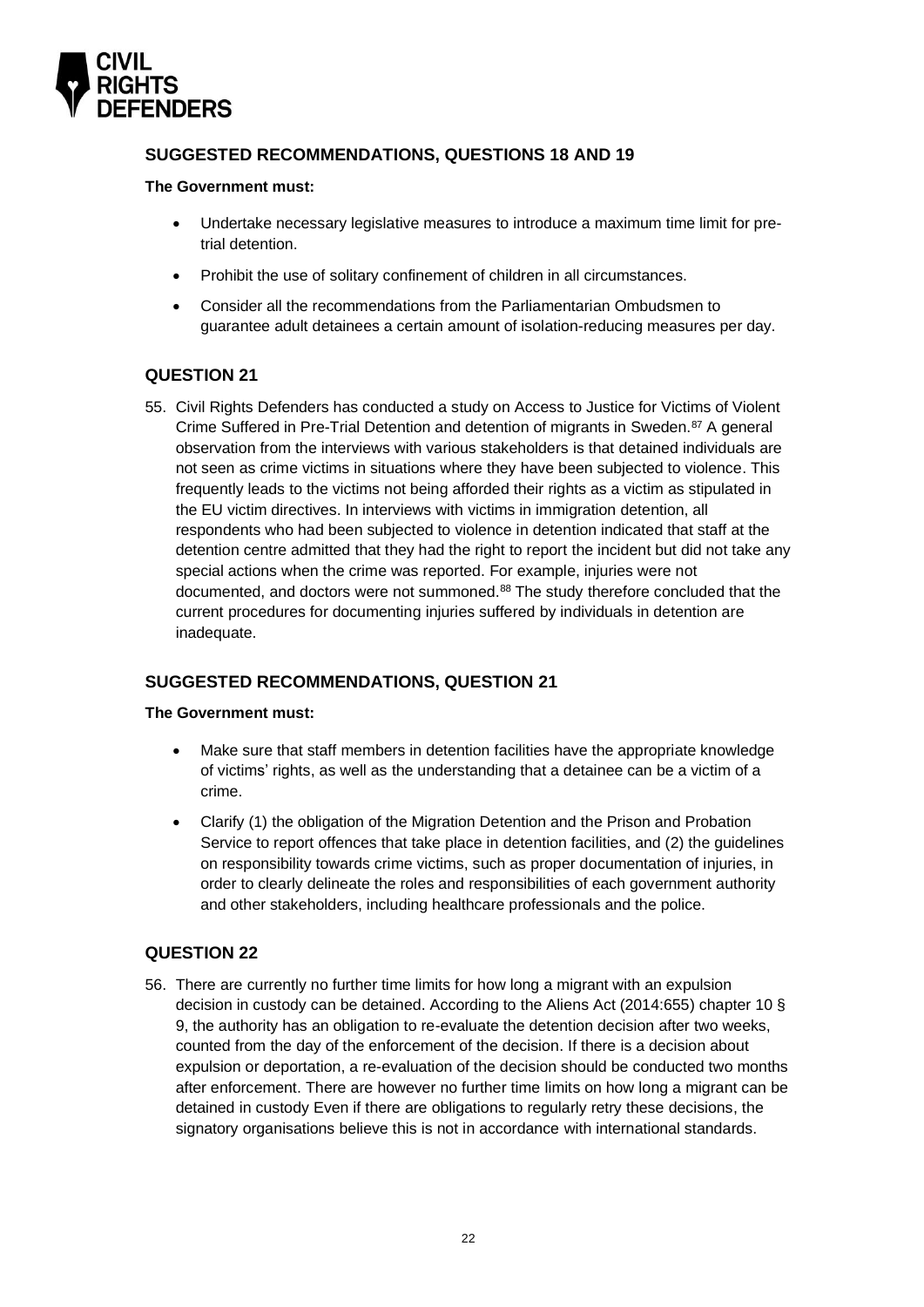## SUGGESTED RECOMMENDATIONS, QUESTIONS 18 AND 19

**The Government must:**

- Undertake necessary legislative measures to introduce a maximum time limit for pre-trial detention.
- Prohibit the use of solitary confinement of children in all circumstances.
- Consider all the recommendations from the Parliamentarian Ombudsmen to guarantee adult detainees a certain amount of isolation-reducing measures per day.

## QUESTION 21

55. Civil Rights Defenders has conducted a study on Access to Justice for Victims of Violent Crime Suffered in Pre-Trial Detention and detention of migrants in Sweden.[87] A general observation from the interviews with various stakeholders is that detained individuals are not seen as crime victims in situations where they have been subjected to violence. This frequently leads to the victims not being afforded their rights as a victim as stipulated in the EU victim directives. In interviews with victims in immigration detention, all respondents who had been subjected to violence in detention indicated that staff at the detention centre admitted that they had the right to report the incident but did not take any special actions when the crime was reported. For example, injuries were not documented, and doctors were not summoned.[88] The study therefore concluded that the current procedures for documenting injuries suffered by individuals in detention are inadequate.

## SUGGESTED RECOMMENDATIONS, QUESTION 21

**The Government must:**

- Make sure that staff members in detention facilities have the appropriate knowledge of victims' rights, as well as the understanding that a detainee can be a victim of a crime.
- Clarify (1) the obligation of the Migration Detention and the Prison and Probation Service to report offences that take place in detention facilities, and (2) the guidelines on responsibility towards crime victims, such as proper documentation of injuries, in order to clearly delineate the roles and responsibilities of each government authority and other stakeholders, including healthcare professionals and the police.

## QUESTION 22

56. There are currently no further time limits for how long a migrant with an expulsion decision in custody can be detained. According to the Aliens Act (2014:655) chapter 10 § 9, the authority has an obligation to re-evaluate the detention decision after two weeks, counted from the day of the enforcement of the decision. If there is a decision about expulsion or deportation, a re-evaluation of the decision should be conducted two months after enforcement. There are however no further time limits on how long a migrant can be detained in custody Even if there are obligations to regularly retry these decisions, the signatory organisations believe this is not in accordance with international standards.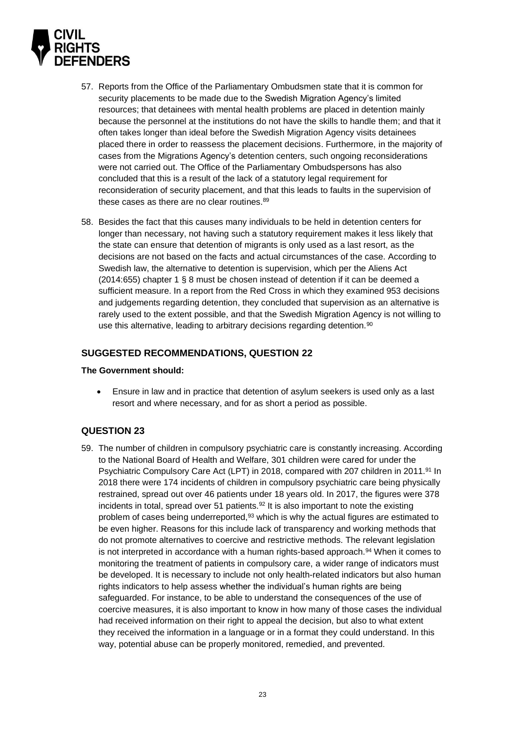57. Reports from the Office of the Parliamentary Ombudsmen state that it is common for security placements to be made due to the Swedish Migration Agency's limited resources; that detainees with mental health problems are placed in detention mainly because the personnel at the institutions do not have the skills to handle them; and that it often takes longer than ideal before the Swedish Migration Agency visits detainees placed there in order to reassess the placement decisions. Furthermore, in the majority of cases from the Migrations Agency's detention centers, such ongoing reconsiderations were not carried out. The Office of the Parliamentary Ombudspersons has also concluded that this is a result of the lack of a statutory legal requirement for reconsideration of security placement, and that this leads to faults in the supervision of these cases as there are no clear routines.[89]

58. Besides the fact that this causes many individuals to be held in detention centers for longer than necessary, not having such a statutory requirement makes it less likely that the state can ensure that detention of migrants is only used as a last resort, as the decisions are not based on the facts and actual circumstances of the case. According to Swedish law, the alternative to detention is supervision, which per the Aliens Act (2014:655) chapter 1 § 8 must be chosen instead of detention if it can be deemed a sufficient measure. In a report from the Red Cross in which they examined 953 decisions and judgements regarding detention, they concluded that supervision as an alternative is rarely used to the extent possible, and that the Swedish Migration Agency is not willing to use this alternative, leading to arbitrary decisions regarding detention.[90]

## SUGGESTED RECOMMENDATIONS, QUESTION 22

**The Government should:**

- Ensure in law and in practice that detention of asylum seekers is used only as a last resort and where necessary, and for as short a period as possible.

## QUESTION 23

59. The number of children in compulsory psychiatric care is constantly increasing. According to the National Board of Health and Welfare, 301 children were cared for under the Psychiatric Compulsory Care Act (LPT) in 2018, compared with 207 children in 2011.[91] In 2018 there were 174 incidents of children in compulsory psychiatric care being physically restrained, spread out over 46 patients under 18 years old. In 2017, the figures were 378 incidents in total, spread over 51 patients.[92] It is also important to note the existing problem of cases being underreported,[93] which is why the actual figures are estimated to be even higher. Reasons for this include lack of transparency and working methods that do not promote alternatives to coercive and restrictive methods. The relevant legislation is not interpreted in accordance with a human rights-based approach.[94] When it comes to monitoring the treatment of patients in compulsory care, a wider range of indicators must be developed. It is necessary to include not only health-related indicators but also human rights indicators to help assess whether the individual's human rights are being safeguarded. For instance, to be able to understand the consequences of the use of coercive measures, it is also important to know in how many of those cases the individual had received information on their right to appeal the decision, but also to what extent they received the information in a language or in a format they could understand. In this way, potential abuse can be properly monitored, remedied, and prevented.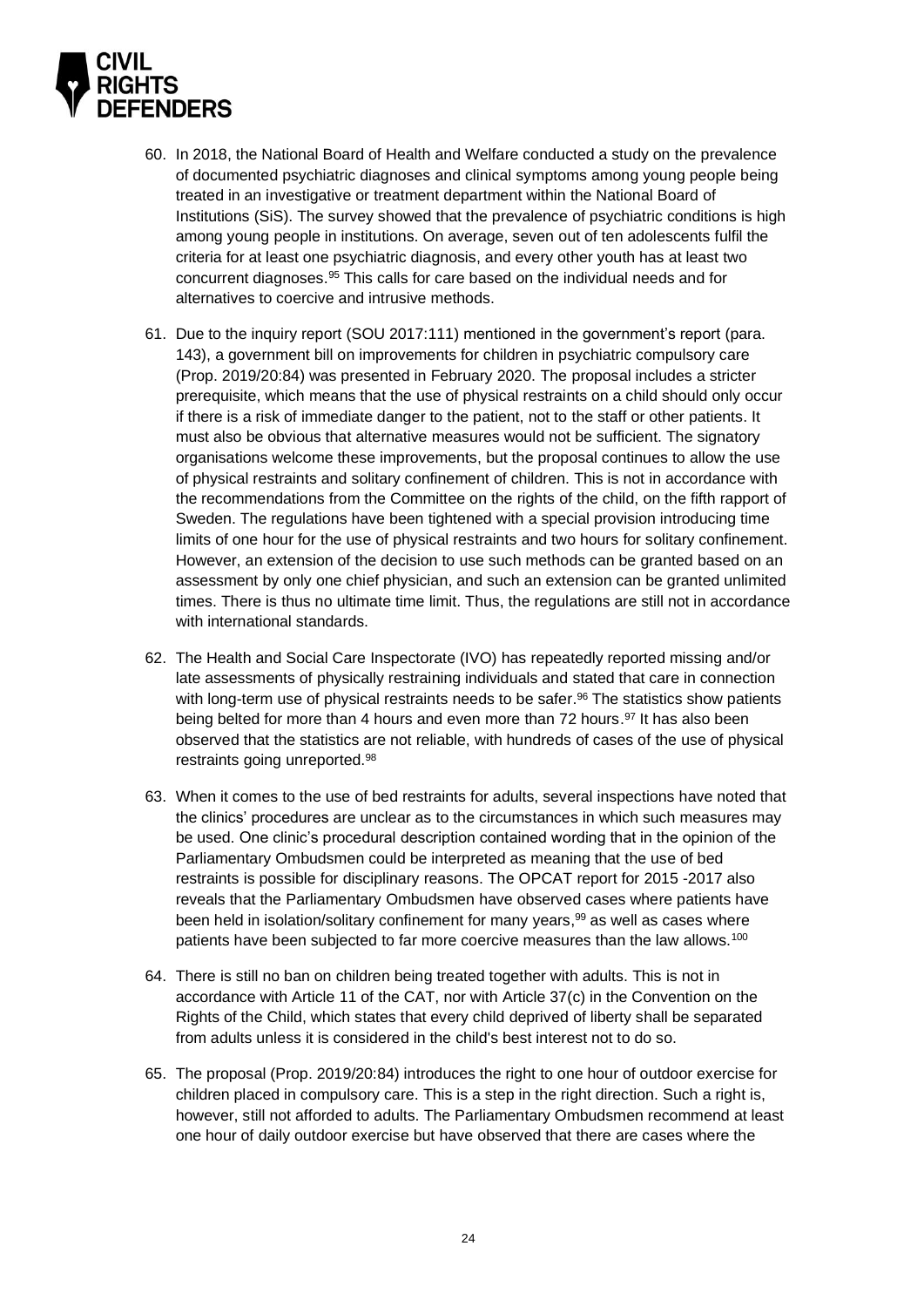60. In 2018, the National Board of Health and Welfare conducted a study on the prevalence of documented psychiatric diagnoses and clinical symptoms among young people being treated in an investigative or treatment department within the National Board of Institutions (SiS). The survey showed that the prevalence of psychiatric conditions is high among young people in institutions. On average, seven out of ten adolescents fulfil the criteria for at least one psychiatric diagnosis, and every other youth has at least two concurrent diagnoses.[95] This calls for care based on the individual needs and for alternatives to coercive and intrusive methods.

61. Due to the inquiry report (SOU 2017:111) mentioned in the government's report (para. 143), a government bill on improvements for children in psychiatric compulsory care (Prop. 2019/20:84) was presented in February 2020. The proposal includes a stricter prerequisite, which means that the use of physical restraints on a child should only occur if there is a risk of immediate danger to the patient, not to the staff or other patients. It must also be obvious that alternative measures would not be sufficient. The signatory organisations welcome these improvements, but the proposal continues to allow the use of physical restraints and solitary confinement of children. This is not in accordance with the recommendations from the Committee on the rights of the child, on the fifth rapport of Sweden. The regulations have been tightened with a special provision introducing time limits of one hour for the use of physical restraints and two hours for solitary confinement. However, an extension of the decision to use such methods can be granted based on an assessment by only one chief physician, and such an extension can be granted unlimited times. There is thus no ultimate time limit. Thus, the regulations are still not in accordance with international standards.

62. The Health and Social Care Inspectorate (IVO) has repeatedly reported missing and/or late assessments of physically restraining individuals and stated that care in connection with long-term use of physical restraints needs to be safer.[96] The statistics show patients being belted for more than 4 hours and even more than 72 hours.[97] It has also been observed that the statistics are not reliable, with hundreds of cases of the use of physical restraints going unreported.[98]

63. When it comes to the use of bed restraints for adults, several inspections have noted that the clinics' procedures are unclear as to the circumstances in which such measures may be used. One clinic's procedural description contained wording that in the opinion of the Parliamentary Ombudsmen could be interpreted as meaning that the use of bed restraints is possible for disciplinary reasons. The OPCAT report for 2015 -2017 also reveals that the Parliamentary Ombudsmen have observed cases where patients have been held in isolation/solitary confinement for many years,[99] as well as cases where patients have been subjected to far more coercive measures than the law allows.[100]

64. There is still no ban on children being treated together with adults. This is not in accordance with Article 11 of the CAT, nor with Article 37(c) in the Convention on the Rights of the Child, which states that every child deprived of liberty shall be separated from adults unless it is considered in the child's best interest not to do so.

65. The proposal (Prop. 2019/20:84) introduces the right to one hour of outdoor exercise for children placed in compulsory care. This is a step in the right direction. Such a right is, however, still not afforded to adults. The Parliamentary Ombudsmen recommend at least one hour of daily outdoor exercise but have observed that there are cases where the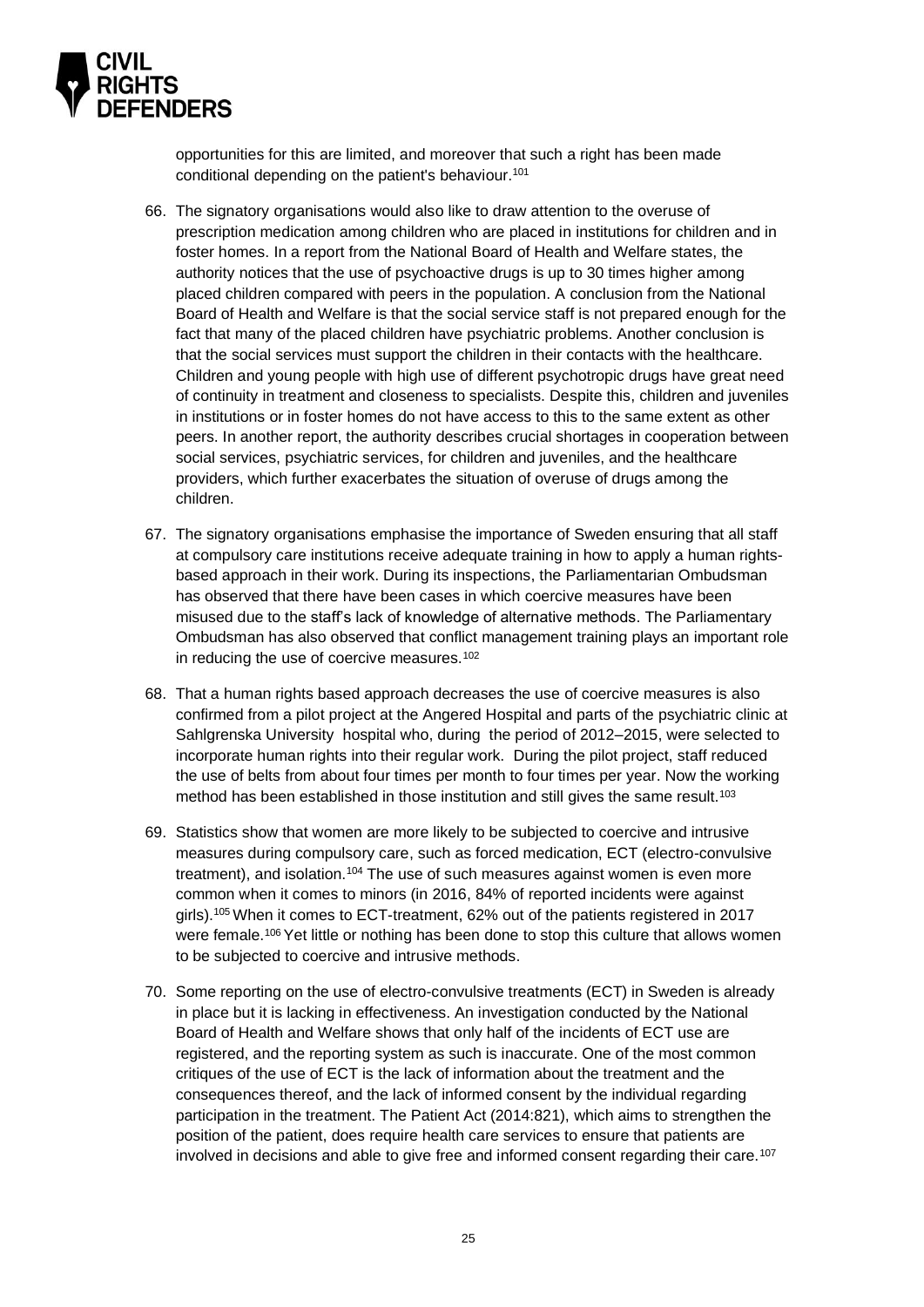opportunities for this are limited, and moreover that such a right has been made conditional depending on the patient's behaviour.[101]

66. The signatory organisations would also like to draw attention to the overuse of prescription medication among children who are placed in institutions for children and in foster homes. In a report from the National Board of Health and Welfare states, the authority notices that the use of psychoactive drugs is up to 30 times higher among placed children compared with peers in the population. A conclusion from the National Board of Health and Welfare is that the social service staff is not prepared enough for the fact that many of the placed children have psychiatric problems. Another conclusion is that the social services must support the children in their contacts with the healthcare. Children and young people with high use of different psychotropic drugs have great need of continuity in treatment and closeness to specialists. Despite this, children and juveniles in institutions or in foster homes do not have access to this to the same extent as other peers. In another report, the authority describes crucial shortages in cooperation between social services, psychiatric services, for children and juveniles, and the healthcare providers, which further exacerbates the situation of overuse of drugs among the children.

67. The signatory organisations emphasise the importance of Sweden ensuring that all staff at compulsory care institutions receive adequate training in how to apply a human rights-based approach in their work. During its inspections, the Parliamentarian Ombudsman has observed that there have been cases in which coercive measures have been misused due to the staff's lack of knowledge of alternative methods. The Parliamentary Ombudsman has also observed that conflict management training plays an important role in reducing the use of coercive measures.[102]

68. That a human rights based approach decreases the use of coercive measures is also confirmed from a pilot project at the Angered Hospital and parts of the psychiatric clinic at Sahlgrenska University hospital who, during the period of 2012–2015, were selected to incorporate human rights into their regular work. During the pilot project, staff reduced the use of belts from about four times per month to four times per year. Now the working method has been established in those institution and still gives the same result.[103]

69. Statistics show that women are more likely to be subjected to coercive and intrusive measures during compulsory care, such as forced medication, ECT (electro-convulsive treatment), and isolation.[104] The use of such measures against women is even more common when it comes to minors (in 2016, 84% of reported incidents were against girls).[105] When it comes to ECT-treatment, 62% out of the patients registered in 2017 were female.[106] Yet little or nothing has been done to stop this culture that allows women to be subjected to coercive and intrusive methods.

70. Some reporting on the use of electro-convulsive treatments (ECT) in Sweden is already in place but it is lacking in effectiveness. An investigation conducted by the National Board of Health and Welfare shows that only half of the incidents of ECT use are registered, and the reporting system as such is inaccurate. One of the most common critiques of the use of ECT is the lack of information about the treatment and the consequences thereof, and the lack of informed consent by the individual regarding participation in the treatment. The Patient Act (2014:821), which aims to strengthen the position of the patient, does require health care services to ensure that patients are involved in decisions and able to give free and informed consent regarding their care.[107]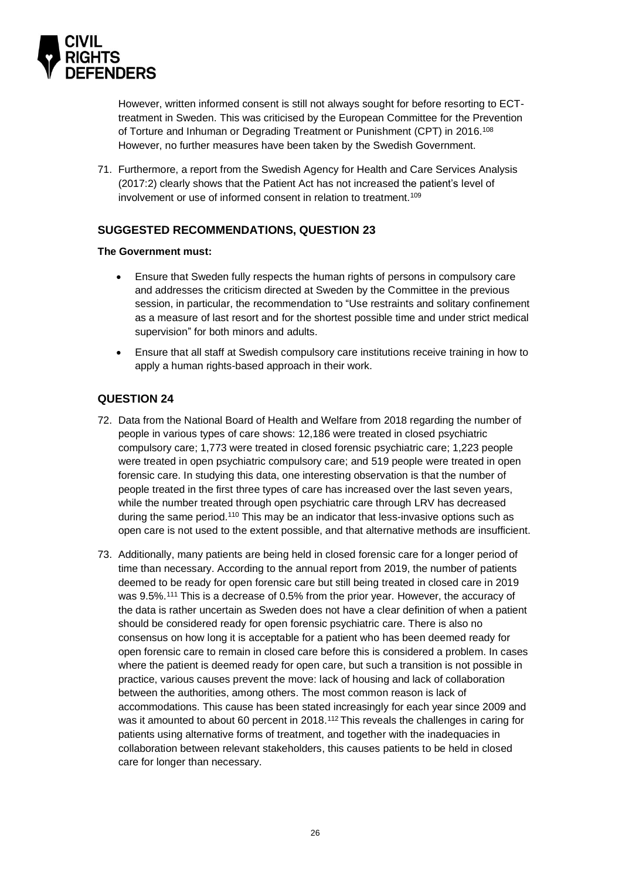However, written informed consent is still not always sought for before resorting to ECT-treatment in Sweden. This was criticised by the European Committee for the Prevention of Torture and Inhuman or Degrading Treatment or Punishment (CPT) in 2016.[108] However, no further measures have been taken by the Swedish Government.

71. Furthermore, a report from the Swedish Agency for Health and Care Services Analysis (2017:2) clearly shows that the Patient Act has not increased the patient's level of involvement or use of informed consent in relation to treatment.[109]

## SUGGESTED RECOMMENDATIONS, QUESTION 23

**The Government must:**

- Ensure that Sweden fully respects the human rights of persons in compulsory care and addresses the criticism directed at Sweden by the Committee in the previous session, in particular, the recommendation to "Use restraints and solitary confinement as a measure of last resort and for the shortest possible time and under strict medical supervision" for both minors and adults.
- Ensure that all staff at Swedish compulsory care institutions receive training in how to apply a human rights-based approach in their work.

## QUESTION 24

72. Data from the National Board of Health and Welfare from 2018 regarding the number of people in various types of care shows: 12,186 were treated in closed psychiatric compulsory care; 1,773 were treated in closed forensic psychiatric care; 1,223 people were treated in open psychiatric compulsory care; and 519 people were treated in open forensic care. In studying this data, one interesting observation is that the number of people treated in the first three types of care has increased over the last seven years, while the number treated through open psychiatric care through LRV has decreased during the same period.[110] This may be an indicator that less-invasive options such as open care is not used to the extent possible, and that alternative methods are insufficient.

73. Additionally, many patients are being held in closed forensic care for a longer period of time than necessary. According to the annual report from 2019, the number of patients deemed to be ready for open forensic care but still being treated in closed care in 2019 was 9.5%.[111] This is a decrease of 0.5% from the prior year. However, the accuracy of the data is rather uncertain as Sweden does not have a clear definition of when a patient should be considered ready for open forensic psychiatric care. There is also no consensus on how long it is acceptable for a patient who has been deemed ready for open forensic care to remain in closed care before this is considered a problem. In cases where the patient is deemed ready for open care, but such a transition is not possible in practice, various causes prevent the move: lack of housing and lack of collaboration between the authorities, among others. The most common reason is lack of accommodations. This cause has been stated increasingly for each year since 2009 and was it amounted to about 60 percent in 2018.[112] This reveals the challenges in caring for patients using alternative forms of treatment, and together with the inadequacies in collaboration between relevant stakeholders, this causes patients to be held in closed care for longer than necessary.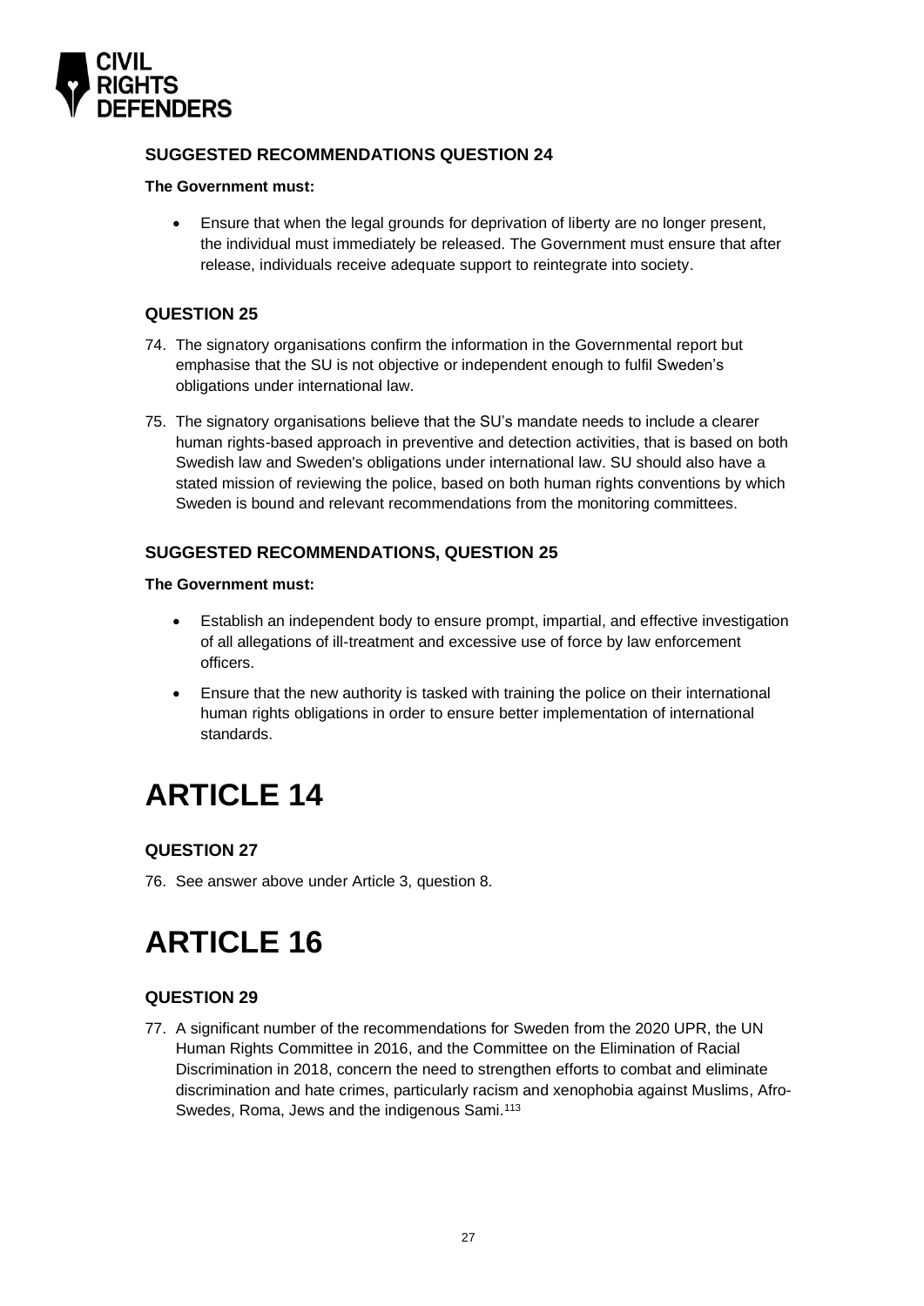### SUGGESTED RECOMMENDATIONS QUESTION 24

**The Government must:**

- Ensure that when the legal grounds for deprivation of liberty are no longer present, the individual must immediately be released. The Government must ensure that after release, individuals receive adequate support to reintegrate into society.

### QUESTION 25

74. The signatory organisations confirm the information in the Governmental report but emphasise that the SU is not objective or independent enough to fulfil Sweden's obligations under international law.

75. The signatory organisations believe that the SU's mandate needs to include a clearer human rights-based approach in preventive and detection activities, that is based on both Swedish law and Sweden's obligations under international law. SU should also have a stated mission of reviewing the police, based on both human rights conventions by which Sweden is bound and relevant recommendations from the monitoring committees.

### SUGGESTED RECOMMENDATIONS, QUESTION 25

**The Government must:**

- Establish an independent body to ensure prompt, impartial, and effective investigation of all allegations of ill-treatment and excessive use of force by law enforcement officers.
- Ensure that the new authority is tasked with training the police on their international human rights obligations in order to ensure better implementation of international standards.

# ARTICLE 14

### QUESTION 27

76. See answer above under Article 3, question 8.

# ARTICLE 16

### QUESTION 29

77. A significant number of the recommendations for Sweden from the 2020 UPR, the UN Human Rights Committee in 2016, and the Committee on the Elimination of Racial Discrimination in 2018, concern the need to strengthen efforts to combat and eliminate discrimination and hate crimes, particularly racism and xenophobia against Muslims, Afro-Swedes, Roma, Jews and the indigenous Sami.[113]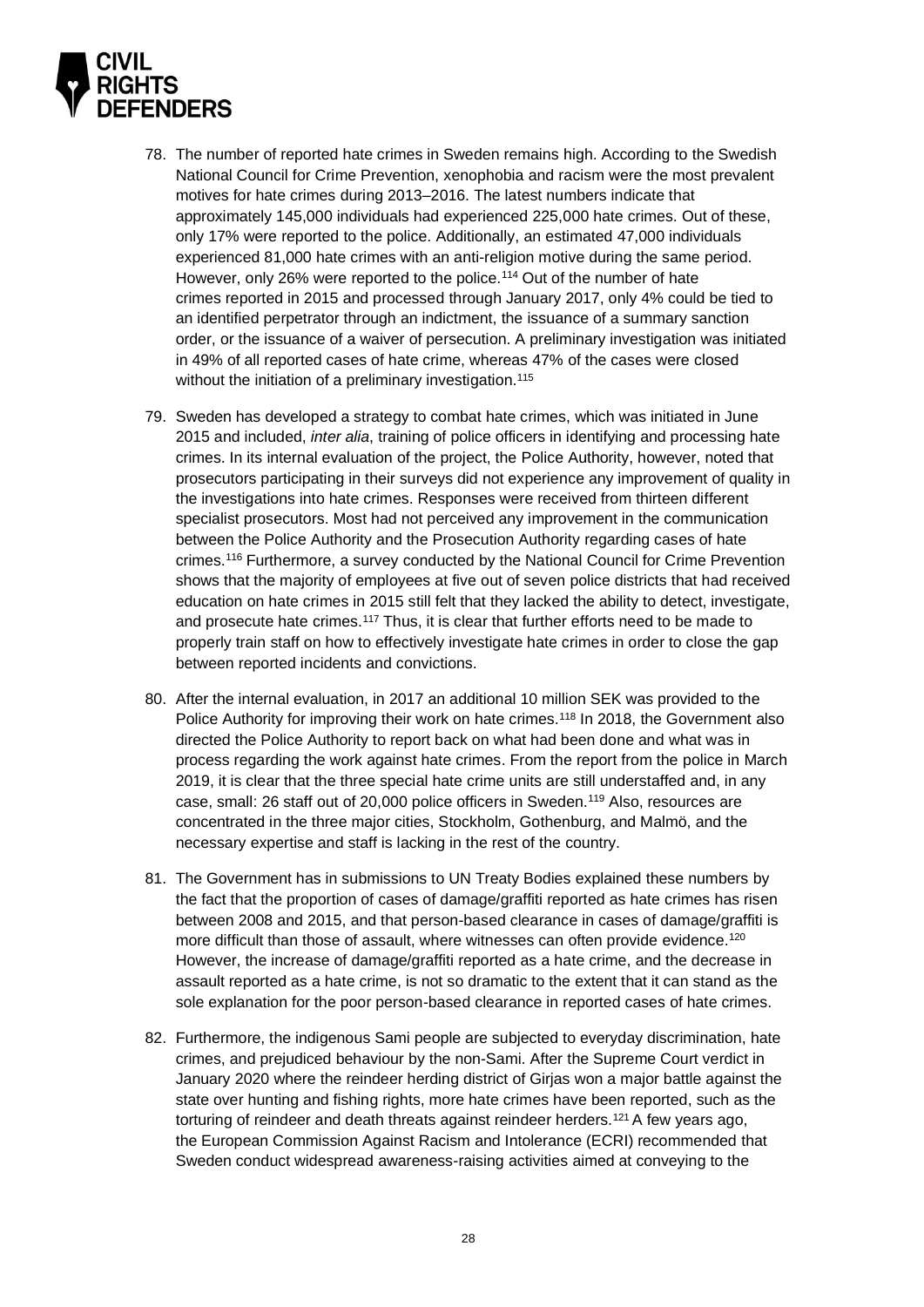78. The number of reported hate crimes in Sweden remains high. According to the Swedish National Council for Crime Prevention, xenophobia and racism were the most prevalent motives for hate crimes during 2013–2016. The latest numbers indicate that approximately 145,000 individuals had experienced 225,000 hate crimes. Out of these, only 17% were reported to the police. Additionally, an estimated 47,000 individuals experienced 81,000 hate crimes with an anti-religion motive during the same period. However, only 26% were reported to the police.[114] Out of the number of hate crimes reported in 2015 and processed through January 2017, only 4% could be tied to an identified perpetrator through an indictment, the issuance of a summary sanction order, or the issuance of a waiver of persecution. A preliminary investigation was initiated in 49% of all reported cases of hate crime, whereas 47% of the cases were closed without the initiation of a preliminary investigation.[115]

79. Sweden has developed a strategy to combat hate crimes, which was initiated in June 2015 and included, *inter alia*, training of police officers in identifying and processing hate crimes. In its internal evaluation of the project, the Police Authority, however, noted that prosecutors participating in their surveys did not experience any improvement of quality in the investigations into hate crimes. Responses were received from thirteen different specialist prosecutors. Most had not perceived any improvement in the communication between the Police Authority and the Prosecution Authority regarding cases of hate crimes.[116] Furthermore, a survey conducted by the National Council for Crime Prevention shows that the majority of employees at five out of seven police districts that had received education on hate crimes in 2015 still felt that they lacked the ability to detect, investigate, and prosecute hate crimes.[117] Thus, it is clear that further efforts need to be made to properly train staff on how to effectively investigate hate crimes in order to close the gap between reported incidents and convictions.

80. After the internal evaluation, in 2017 an additional 10 million SEK was provided to the Police Authority for improving their work on hate crimes.[118] In 2018, the Government also directed the Police Authority to report back on what had been done and what was in process regarding the work against hate crimes. From the report from the police in March 2019, it is clear that the three special hate crime units are still understaffed and, in any case, small: 26 staff out of 20,000 police officers in Sweden.[119] Also, resources are concentrated in the three major cities, Stockholm, Gothenburg, and Malmö, and the necessary expertise and staff is lacking in the rest of the country.

81. The Government has in submissions to UN Treaty Bodies explained these numbers by the fact that the proportion of cases of damage/graffiti reported as hate crimes has risen between 2008 and 2015, and that person-based clearance in cases of damage/graffiti is more difficult than those of assault, where witnesses can often provide evidence.[120] However, the increase of damage/graffiti reported as a hate crime, and the decrease in assault reported as a hate crime, is not so dramatic to the extent that it can stand as the sole explanation for the poor person-based clearance in reported cases of hate crimes.

82. Furthermore, the indigenous Sami people are subjected to everyday discrimination, hate crimes, and prejudiced behaviour by the non-Sami. After the Supreme Court verdict in January 2020 where the reindeer herding district of Girjas won a major battle against the state over hunting and fishing rights, more hate crimes have been reported, such as the torturing of reindeer and death threats against reindeer herders.[121] A few years ago, the European Commission Against Racism and Intolerance (ECRI) recommended that Sweden conduct widespread awareness-raising activities aimed at conveying to the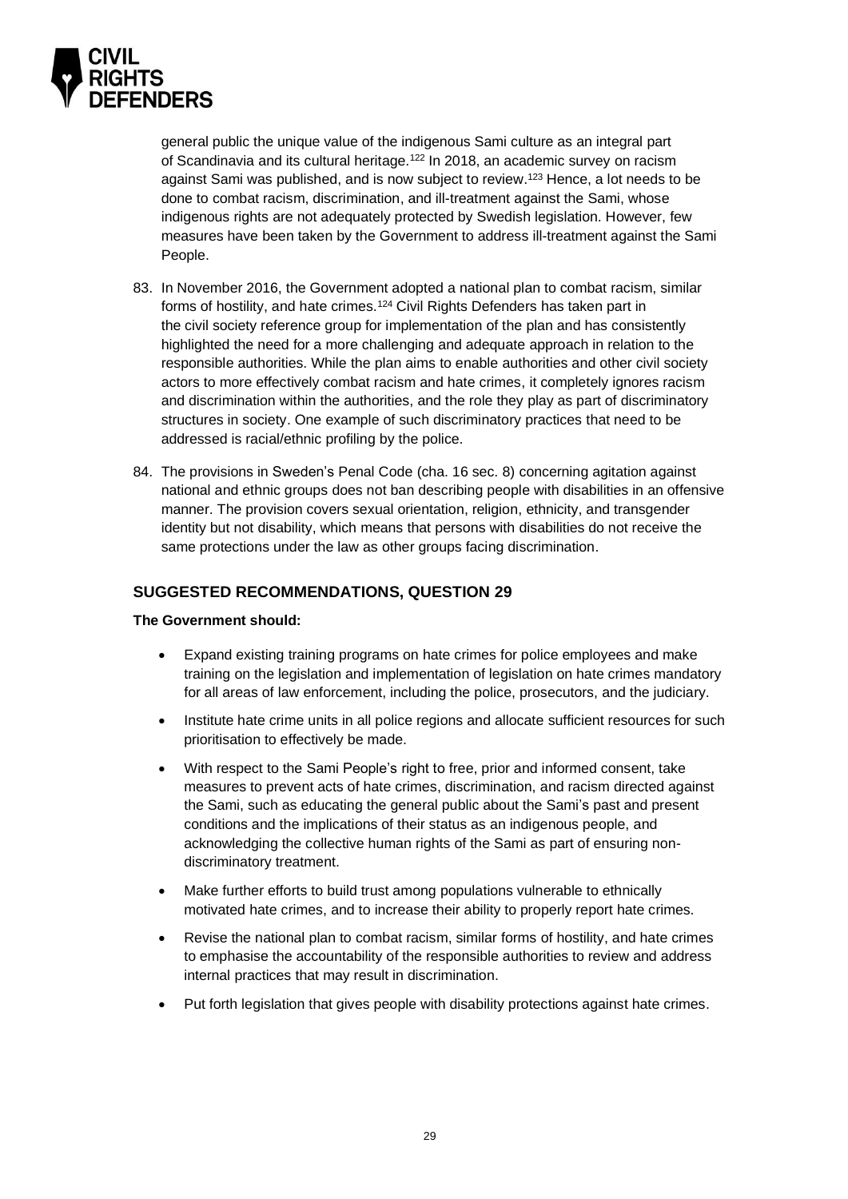general public the unique value of the indigenous Sami culture as an integral part of Scandinavia and its cultural heritage.[122] In 2018, an academic survey on racism against Sami was published, and is now subject to review.[123] Hence, a lot needs to be done to combat racism, discrimination, and ill-treatment against the Sami, whose indigenous rights are not adequately protected by Swedish legislation. However, few measures have been taken by the Government to address ill-treatment against the Sami People.

83. In November 2016, the Government adopted a national plan to combat racism, similar forms of hostility, and hate crimes.[124] Civil Rights Defenders has taken part in the civil society reference group for implementation of the plan and has consistently highlighted the need for a more challenging and adequate approach in relation to the responsible authorities. While the plan aims to enable authorities and other civil society actors to more effectively combat racism and hate crimes, it completely ignores racism and discrimination within the authorities, and the role they play as part of discriminatory structures in society. One example of such discriminatory practices that need to be addressed is racial/ethnic profiling by the police.

84. The provisions in Sweden's Penal Code (cha. 16 sec. 8) concerning agitation against national and ethnic groups does not ban describing people with disabilities in an offensive manner. The provision covers sexual orientation, religion, ethnicity, and transgender identity but not disability, which means that persons with disabilities do not receive the same protections under the law as other groups facing discrimination.

## SUGGESTED RECOMMENDATIONS, QUESTION 29

**The Government should:**

- Expand existing training programs on hate crimes for police employees and make training on the legislation and implementation of legislation on hate crimes mandatory for all areas of law enforcement, including the police, prosecutors, and the judiciary.
- Institute hate crime units in all police regions and allocate sufficient resources for such prioritisation to effectively be made.
- With respect to the Sami People's right to free, prior and informed consent, take measures to prevent acts of hate crimes, discrimination, and racism directed against the Sami, such as educating the general public about the Sami's past and present conditions and the implications of their status as an indigenous people, and acknowledging the collective human rights of the Sami as part of ensuring non-discriminatory treatment.
- Make further efforts to build trust among populations vulnerable to ethnically motivated hate crimes, and to increase their ability to properly report hate crimes.
- Revise the national plan to combat racism, similar forms of hostility, and hate crimes to emphasise the accountability of the responsible authorities to review and address internal practices that may result in discrimination.
- Put forth legislation that gives people with disability protections against hate crimes.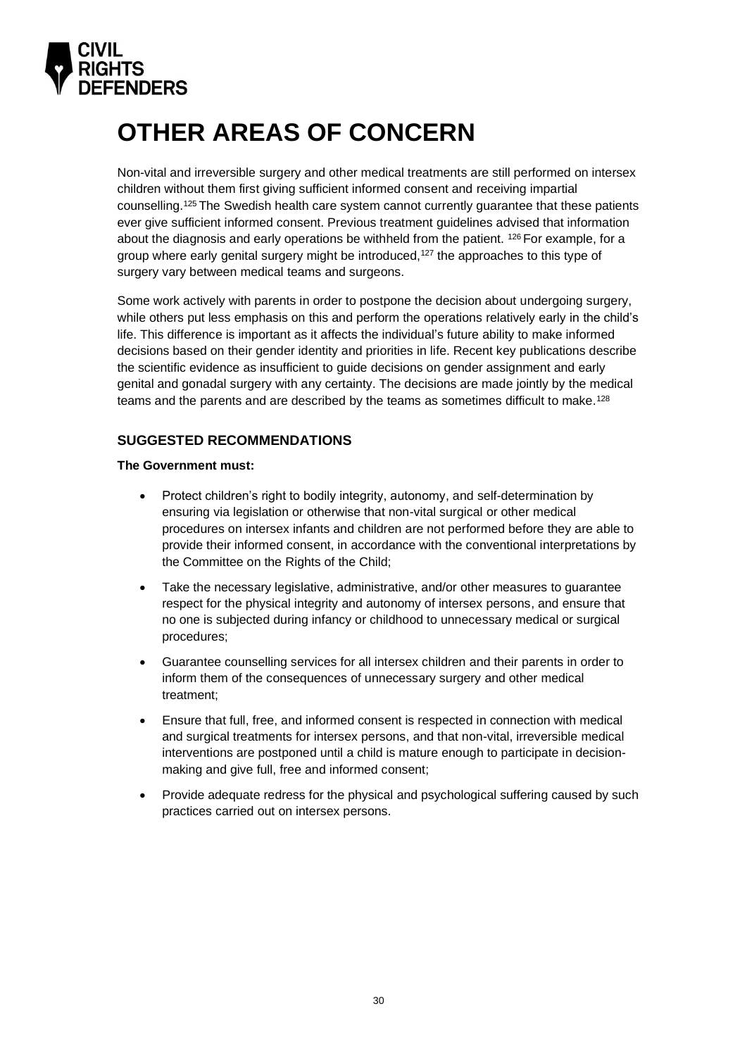# OTHER AREAS OF CONCERN

Non-vital and irreversible surgery and other medical treatments are still performed on intersex children without them first giving sufficient informed consent and receiving impartial counselling.[125] The Swedish health care system cannot currently guarantee that these patients ever give sufficient informed consent. Previous treatment guidelines advised that information about the diagnosis and early operations be withheld from the patient. [126] For example, for a group where early genital surgery might be introduced,[127] the approaches to this type of surgery vary between medical teams and surgeons.

Some work actively with parents in order to postpone the decision about undergoing surgery, while others put less emphasis on this and perform the operations relatively early in the child's life. This difference is important as it affects the individual's future ability to make informed decisions based on their gender identity and priorities in life. Recent key publications describe the scientific evidence as insufficient to guide decisions on gender assignment and early genital and gonadal surgery with any certainty. The decisions are made jointly by the medical teams and the parents and are described by the teams as sometimes difficult to make.[128]

### SUGGESTED RECOMMENDATIONS

**The Government must:**

- Protect children's right to bodily integrity, autonomy, and self-determination by ensuring via legislation or otherwise that non-vital surgical or other medical procedures on intersex infants and children are not performed before they are able to provide their informed consent, in accordance with the conventional interpretations by the Committee on the Rights of the Child;
- Take the necessary legislative, administrative, and/or other measures to guarantee respect for the physical integrity and autonomy of intersex persons, and ensure that no one is subjected during infancy or childhood to unnecessary medical or surgical procedures;
- Guarantee counselling services for all intersex children and their parents in order to inform them of the consequences of unnecessary surgery and other medical treatment;
- Ensure that full, free, and informed consent is respected in connection with medical and surgical treatments for intersex persons, and that non-vital, irreversible medical interventions are postponed until a child is mature enough to participate in decision-making and give full, free and informed consent;
- Provide adequate redress for the physical and psychological suffering caused by such practices carried out on intersex persons.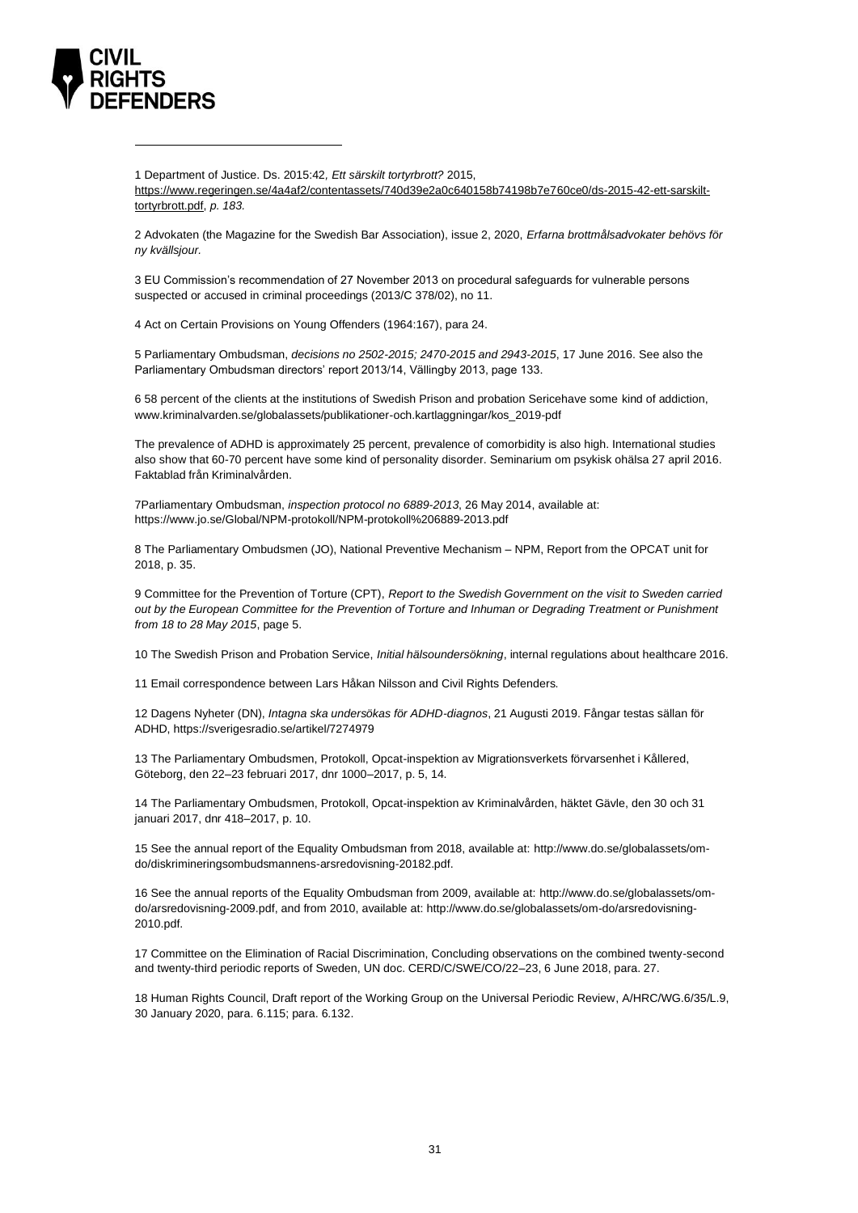1 Department of Justice. Ds. 2015:42, *Ett särskilt tortyrbrott?* 2015, https://www.regeringen.se/4a4af2/contentassets/740d39e2a0c640158b74198b7e760ce0/ds-2015-42-ett-sarskilt-tortyrbrott.pdf, *p. 183.*

2 Advokaten (the Magazine for the Swedish Bar Association), issue 2, 2020, *Erfarna brottmålsadvokater behövs för ny kvällsjour.*

3 EU Commission's recommendation of 27 November 2013 on procedural safeguards for vulnerable persons suspected or accused in criminal proceedings (2013/C 378/02), no 11.

4 Act on Certain Provisions on Young Offenders (1964:167), para 24.

5 Parliamentary Ombudsman, *decisions no 2502-2015; 2470-2015 and 2943-2015*, 17 June 2016. See also the Parliamentary Ombudsman directors' report 2013/14, Vällingby 2013, page 133.

6 58 percent of the clients at the institutions of Swedish Prison and probation Sericehave some kind of addiction, www.kriminalvarden.se/globalassets/publikationer-och.kartlaggningar/kos_2019-pdf

The prevalence of ADHD is approximately 25 percent, prevalence of comorbidity is also high. International studies also show that 60-70 percent have some kind of personality disorder. Seminarium om psykisk ohälsa 27 april 2016. Faktablad från Kriminalvården.

7Parliamentary Ombudsman, *inspection protocol no 6889-2013*, 26 May 2014, available at: https://www.jo.se/Global/NPM-protokoll/NPM-protokoll%206889-2013.pdf

8 The Parliamentary Ombudsmen (JO), National Preventive Mechanism – NPM, Report from the OPCAT unit for 2018, p. 35.

9 Committee for the Prevention of Torture (CPT), *Report to the Swedish Government on the visit to Sweden carried out by the European Committee for the Prevention of Torture and Inhuman or Degrading Treatment or Punishment from 18 to 28 May 2015*, page 5.

10 The Swedish Prison and Probation Service, *Initial hälsoundersökning*, internal regulations about healthcare 2016.

11 Email correspondence between Lars Håkan Nilsson and Civil Rights Defenders.

12 Dagens Nyheter (DN), *Intagna ska undersökas för ADHD-diagnos*, 21 Augusti 2019. Fångar testas sällan för ADHD, https://sverigesradio.se/artikel/7274979

13 The Parliamentary Ombudsmen, Protokoll, Opcat-inspektion av Migrationsverkets förvarsenhet i Kållered, Göteborg, den 22–23 februari 2017, dnr 1000–2017, p. 5, 14.

14 The Parliamentary Ombudsmen, Protokoll, Opcat-inspektion av Kriminalvården, häktet Gävle, den 30 och 31 januari 2017, dnr 418–2017, p. 10.

15 See the annual report of the Equality Ombudsman from 2018, available at: http://www.do.se/globalassets/om-do/diskrimineringsombudsmannens-arsredovisning-20182.pdf.

16 See the annual reports of the Equality Ombudsman from 2009, available at: http://www.do.se/globalassets/om-do/arsredovisning-2009.pdf, and from 2010, available at: http://www.do.se/globalassets/om-do/arsredovisning-2010.pdf.

17 Committee on the Elimination of Racial Discrimination, Concluding observations on the combined twenty-second and twenty-third periodic reports of Sweden, UN doc. CERD/C/SWE/CO/22–23, 6 June 2018, para. 27.

18 Human Rights Council, Draft report of the Working Group on the Universal Periodic Review, A/HRC/WG.6/35/L.9, 30 January 2020, para. 6.115; para. 6.132.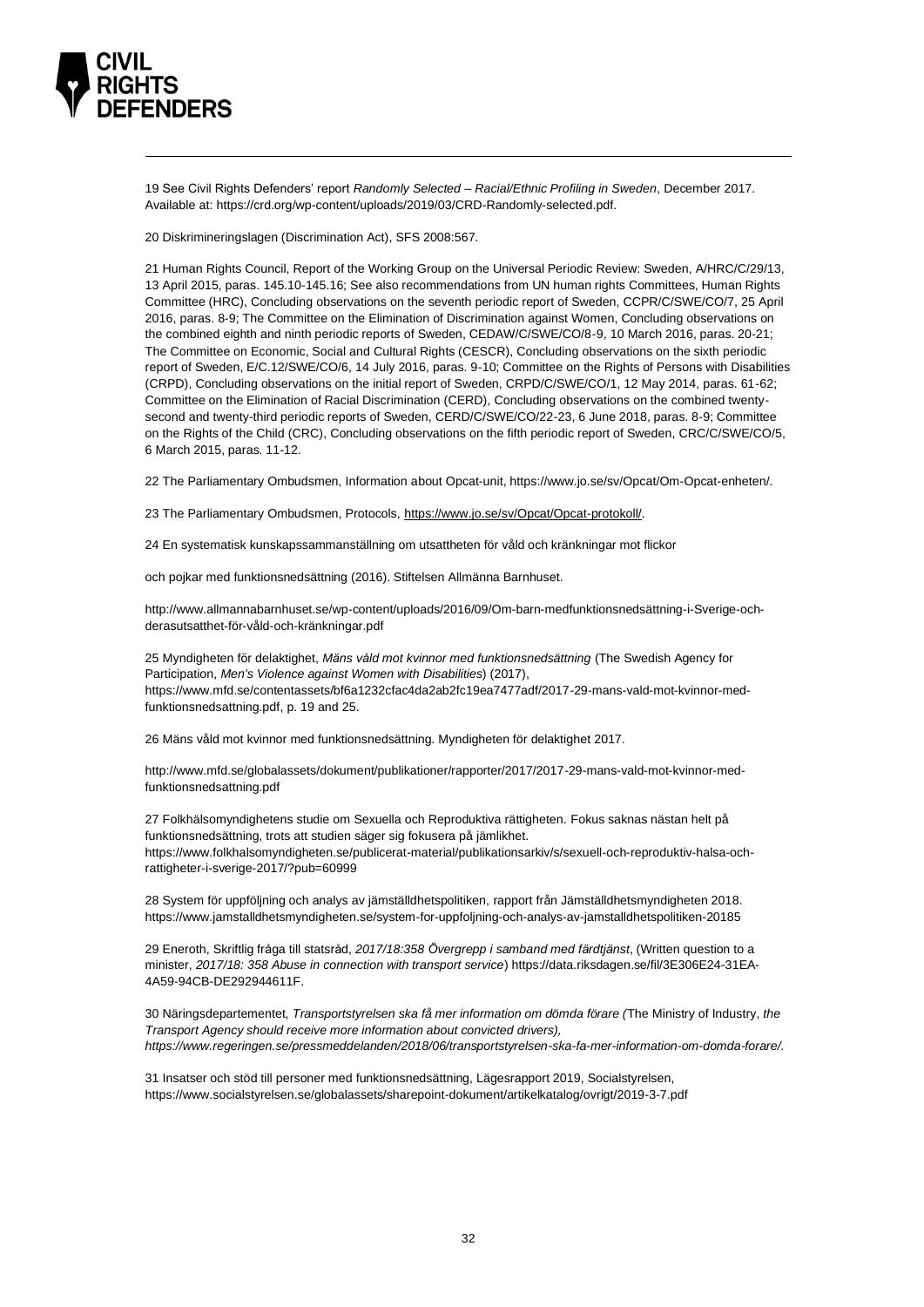19 See Civil Rights Defenders' report *Randomly Selected – Racial/Ethnic Profiling in Sweden*, December 2017. Available at: https://crd.org/wp-content/uploads/2019/03/CRD-Randomly-selected.pdf.

20 Diskrimineringslagen (Discrimination Act), SFS 2008:567.

21 Human Rights Council, Report of the Working Group on the Universal Periodic Review: Sweden, A/HRC/C/29/13, 13 April 2015, paras. 145.10-145.16; See also recommendations from UN human rights Committees, Human Rights Committee (HRC), Concluding observations on the seventh periodic report of Sweden, CCPR/C/SWE/CO/7, 25 April 2016, paras. 8-9; The Committee on the Elimination of Discrimination against Women, Concluding observations on the combined eighth and ninth periodic reports of Sweden, CEDAW/C/SWE/CO/8-9, 10 March 2016, paras. 20-21; The Committee on Economic, Social and Cultural Rights (CESCR), Concluding observations on the sixth periodic report of Sweden, E/C.12/SWE/CO/6, 14 July 2016, paras. 9-10; Committee on the Rights of Persons with Disabilities (CRPD), Concluding observations on the initial report of Sweden, CRPD/C/SWE/CO/1, 12 May 2014, paras. 61-62; Committee on the Elimination of Racial Discrimination (CERD), Concluding observations on the combined twenty-second and twenty-third periodic reports of Sweden, CERD/C/SWE/CO/22-23, 6 June 2018, paras. 8-9; Committee on the Rights of the Child (CRC), Concluding observations on the fifth periodic report of Sweden, CRC/C/SWE/CO/5, 6 March 2015, paras. 11-12.

22 The Parliamentary Ombudsmen, Information about Opcat-unit, https://www.jo.se/sv/Opcat/Om-Opcat-enheten/.

23 The Parliamentary Ombudsmen, Protocols, https://www.jo.se/sv/Opcat/Opcat-protokoll/.

24 En systematisk kunskapssammanställning om utsattheten för våld och kränkningar mot flickor

och pojkar med funktionsnedsättning (2016). Stiftelsen Allmänna Barnhuset.

http://www.allmannabarnhuset.se/wp-content/uploads/2016/09/Om-barn-medfunktionsnedsättning-i-Sverige-och-derasutsatthet-för-våld-och-kränkningar.pdf

25 Myndigheten för delaktighet, *Mäns våld mot kvinnor med funktionsnedsättning* (The Swedish Agency for Participation, *Men's Violence against Women with Disabilities*) (2017), https://www.mfd.se/contentassets/bf6a1232cfac4da2ab2fc19ea7477adf/2017-29-mans-vald-mot-kvinnor-med-funktionsnedsattning.pdf, p. 19 and 25.

26 Mäns våld mot kvinnor med funktionsnedsättning. Myndigheten för delaktighet 2017.

http://www.mfd.se/globalassets/dokument/publikationer/rapporter/2017/2017-29-mans-vald-mot-kvinnor-med-funktionsnedsattning.pdf

27 Folkhälsomyndighetens studie om Sexuella och Reproduktiva rättigheten. Fokus saknas nästan helt på funktionsnedsättning, trots att studien säger sig fokusera på jämlikhet. https://www.folkhalsomyndigheten.se/publicerat-material/publikationsarkiv/s/sexuell-och-reproduktiv-halsa-och-rattigheter-i-sverige-2017/?pub=60999

28 System för uppföljning och analys av jämställdhetspolitiken, rapport från Jämställdhetsmyndigheten 2018. https://www.jamstalldhetsmyndigheten.se/system-for-uppfoljning-och-analys-av-jamstalldhetspolitiken-20185

29 Eneroth, Skriftlig fråga till statsråd, *2017/18:358 Övergrepp i samband med färdtjänst*, (Written question to a minister, *2017/18: 358 Abuse in connection with transport service*) https://data.riksdagen.se/fil/3E306E24-31EA-4A59-94CB-DE292944611F.

30 Näringsdepartementet, *Transportstyrelsen ska få mer information om dömda förare (*The Ministry of Industry, *the Transport Agency should receive more information about convicted drivers), https://www.regeringen.se/pressmeddelanden/2018/06/transportstyrelsen-ska-fa-mer-information-om-domda-forare/.*

31 Insatser och stöd till personer med funktionsnedsättning, Lägesrapport 2019, Socialstyrelsen, https://www.socialstyrelsen.se/globalassets/sharepoint-dokument/artikelkatalog/ovrigt/2019-3-7.pdf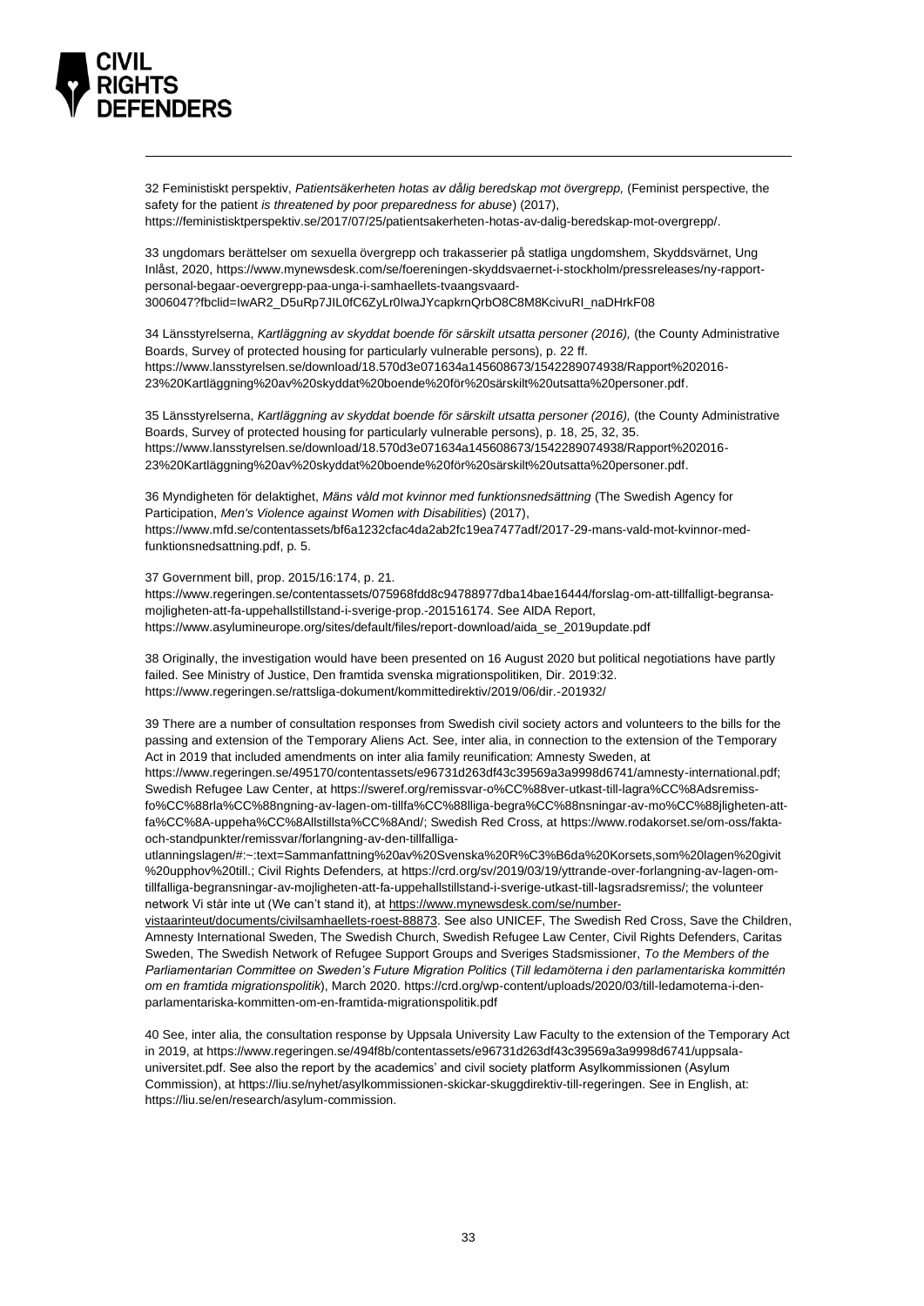32 Feministiskt perspektiv, *Patientsäkerheten hotas av dålig beredskap mot övergrepp,* (Feminist perspective, the safety for the patient *is threatened by poor preparedness for abuse*) (2017), https://feministisktperspektiv.se/2017/07/25/patientsakerheten-hotas-av-dalig-beredskap-mot-overgrepp/.

33 ungdomars berättelser om sexuella övergrepp och trakasserier på statliga ungdomshem, Skyddsvärnet, Ung Inlåst, 2020, https://www.mynewsdesk.com/se/foereningen-skyddsvaernet-i-stockholm/pressreleases/ny-rapport-personal-begaar-oevergrepp-paa-unga-i-samhaellets-tvaangsvaard-3006047?fbclid=IwAR2_D5uRp7JIL0fC6ZyLr0IwaJYcapkrnQrbO8C8M8KcivuRI_naDHrkF08

34 Länsstyrelserna, *Kartläggning av skyddat boende för särskilt utsatta personer (2016),* (the County Administrative Boards, Survey of protected housing for particularly vulnerable persons), p. 22 ff. https://www.lansstyrelsen.se/download/18.570d3e071634a145608673/1542289074938/Rapport%202016-23%20Kartläggning%20av%20skyddat%20boende%20för%20särskilt%20utsatta%20personer.pdf.

35 Länsstyrelserna, *Kartläggning av skyddat boende för särskilt utsatta personer (2016),* (the County Administrative Boards, Survey of protected housing for particularly vulnerable persons), p. 18, 25, 32, 35. https://www.lansstyrelsen.se/download/18.570d3e071634a145608673/1542289074938/Rapport%202016-23%20Kartläggning%20av%20skyddat%20boende%20för%20särskilt%20utsatta%20personer.pdf.

36 Myndigheten för delaktighet, *Mäns våld mot kvinnor med funktionsnedsättning* (The Swedish Agency for Participation, *Men's Violence against Women with Disabilities*) (2017), https://www.mfd.se/contentassets/bf6a1232cfac4da2ab2fc19ea7477adf/2017-29-mans-vald-mot-kvinnor-med-funktionsnedsattning.pdf, p. 5.

37 Government bill, prop. 2015/16:174, p. 21. https://www.regeringen.se/contentassets/075968fdd8c94788977dba14bae16444/forslag-om-att-tillfalligt-begransa-mojligheten-att-fa-uppehallstillstand-i-sverige-prop.-201516174. See AIDA Report, https://www.asylumineurope.org/sites/default/files/report-download/aida_se_2019update.pdf

38 Originally, the investigation would have been presented on 16 August 2020 but political negotiations have partly failed. See Ministry of Justice, Den framtida svenska migrationspolitiken, Dir. 2019:32. https://www.regeringen.se/rattsliga-dokument/kommittedirektiv/2019/06/dir.-201932/

39 There are a number of consultation responses from Swedish civil society actors and volunteers to the bills for the passing and extension of the Temporary Aliens Act. See, inter alia, in connection to the extension of the Temporary Act in 2019 that included amendments on inter alia family reunification: Amnesty Sweden, at https://www.regeringen.se/495170/contentassets/e96731d263df43c39569a3a9998d6741/amnesty-international.pdf; Swedish Refugee Law Center, at https://sweref.org/remissvar-o%CC%88ver-utkast-till-lagra%CC%8Adsremiss-fo%CC%88rla%CC%88ngning-av-lagen-om-tillfa%CC%88lliga-begra%CC%88nsningar-av-mo%CC%88jligheten-att-fa%CC%8A-uppeha%CC%8Allstillsta%CC%8And/; Swedish Red Cross, at https://www.rodakorset.se/om-oss/fakta-och-standpunkter/remissvar/forlangning-av-den-tillfalliga-utlanningslagen/#:~:text=Sammanfattning%20av%20Svenska%20R%C3%B6da%20Korsets,som%20lagen%20givit%20upphov%20till.; Civil Rights Defenders, at https://crd.org/sv/2019/03/19/yttrande-over-forlangning-av-lagen-om-tillfalliga-begransningar-av-mojligheten-att-fa-uppehallstillstand-i-sverige-utkast-till-lagsradsremiss/; the volunteer network Vi står inte ut (We can't stand it), at https://www.mynewsdesk.com/se/number-vistaarinteut/documents/civilsamhaellets-roest-88873. See also UNICEF, The Swedish Red Cross, Save the Children, Amnesty International Sweden, The Swedish Church, Swedish Refugee Law Center, Civil Rights Defenders, Caritas Sweden, The Swedish Network of Refugee Support Groups and Sveriges Stadsmissioner, *To the Members of the Parliamentarian Committee on Sweden's Future Migration Politics* (*Till ledamöterna i den parlamentariska kommittén om en framtida migrationspolitik*), March 2020. https://crd.org/wp-content/uploads/2020/03/till-ledamoterna-i-den-parlamentariska-kommitten-om-en-framtida-migrationspolitik.pdf

40 See, inter alia, the consultation response by Uppsala University Law Faculty to the extension of the Temporary Act in 2019, at https://www.regeringen.se/494f8b/contentassets/e96731d263df43c39569a3a9998d6741/uppsala-universitet.pdf. See also the report by the academics' and civil society platform Asylkommissionen (Asylum Commission), at https://liu.se/nyhet/asylkommissionen-skickar-skuggdirektiv-till-regeringen. See in English, at: https://liu.se/en/research/asylum-commission.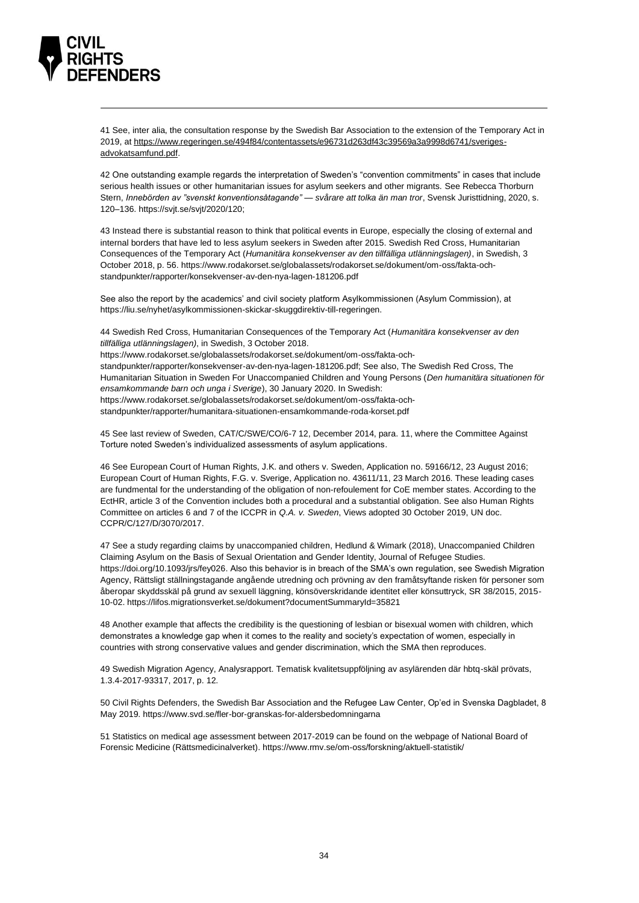41 See, inter alia, the consultation response by the Swedish Bar Association to the extension of the Temporary Act in 2019, at https://www.regeringen.se/494f84/contentassets/e96731d263df43c39569a3a9998d6741/sveriges-advokatsamfund.pdf.

42 One outstanding example regards the interpretation of Sweden's "convention commitments" in cases that include serious health issues or other humanitarian issues for asylum seekers and other migrants. See Rebecca Thorburn Stern, *Innebörden av "svenskt konventionsåtagande" — svårare att tolka än man tror*, Svensk Juristtidning, 2020, s. 120–136. https://svjt.se/svjt/2020/120;

43 Instead there is substantial reason to think that political events in Europe, especially the closing of external and internal borders that have led to less asylum seekers in Sweden after 2015. Swedish Red Cross, Humanitarian Consequences of the Temporary Act (*Humanitära konsekvenser av den tillfälliga utlänningslagen)*, in Swedish, 3 October 2018, p. 56. https://www.rodakorset.se/globalassets/rodakorset.se/dokument/om-oss/fakta-och-standpunkter/rapporter/konsekvenser-av-den-nya-lagen-181206.pdf

See also the report by the academics' and civil society platform Asylkommissionen (Asylum Commission), at https://liu.se/nyhet/asylkommissionen-skickar-skuggdirektiv-till-regeringen.

44 Swedish Red Cross, Humanitarian Consequences of the Temporary Act (*Humanitära konsekvenser av den tillfälliga utlänningslagen)*, in Swedish, 3 October 2018.
https://www.rodakorset.se/globalassets/rodakorset.se/dokument/om-oss/fakta-och-standpunkter/rapporter/konsekvenser-av-den-nya-lagen-181206.pdf; See also, The Swedish Red Cross, The Humanitarian Situation in Sweden For Unaccompanied Children and Young Persons (*Den humanitära situationen för ensamkommande barn och unga i Sverige*), 30 January 2020. In Swedish:
https://www.rodakorset.se/globalassets/rodakorset.se/dokument/om-oss/fakta-och-standpunkter/rapporter/humanitara-situationen-ensamkommande-roda-korset.pdf

45 See last review of Sweden, CAT/C/SWE/CO/6-7 12, December 2014, para. 11, where the Committee Against Torture noted Sweden's individualized assessments of asylum applications.

46 See European Court of Human Rights, J.K. and others v. Sweden, Application no. 59166/12, 23 August 2016; European Court of Human Rights, F.G. v. Sverige, Application no. 43611/11, 23 March 2016. These leading cases are fundmental for the understanding of the obligation of non-refoulement for CoE member states. According to the EctHR, article 3 of the Convention includes both a procedural and a substantial obligation. See also Human Rights Committee on articles 6 and 7 of the ICCPR in *Q.A. v. Sweden*, Views adopted 30 October 2019, UN doc. CCPR/C/127/D/3070/2017.

47 See a study regarding claims by unaccompanied children, Hedlund & Wimark (2018), Unaccompanied Children Claiming Asylum on the Basis of Sexual Orientation and Gender Identity, Journal of Refugee Studies. https://doi.org/10.1093/jrs/fey026. Also this behavior is in breach of the SMA's own regulation, see Swedish Migration Agency, Rättsligt ställningstagande angående utredning och prövning av den framåtsyftande risken för personer som åberopar skyddsskäl på grund av sexuell läggning, könsöverskridande identitet eller könsuttryck, SR 38/2015, 2015-10-02. https://lifos.migrationsverket.se/dokument?documentSummaryId=35821

48 Another example that affects the credibility is the questioning of lesbian or bisexual women with children, which demonstrates a knowledge gap when it comes to the reality and society's expectation of women, especially in countries with strong conservative values and gender discrimination, which the SMA then reproduces.

49 Swedish Migration Agency, Analysrapport. Tematisk kvalitetsuppföljning av asylärenden där hbtq-skäl prövats, 1.3.4-2017-93317, 2017, p. 12.

50 Civil Rights Defenders, the Swedish Bar Association and the Refugee Law Center, Op'ed in Svenska Dagbladet, 8 May 2019. https://www.svd.se/fler-bor-granskas-for-aldersbedomningarna

51 Statistics on medical age assessment between 2017-2019 can be found on the webpage of National Board of Forensic Medicine (Rättsmedicinalverket). https://www.rmv.se/om-oss/forskning/aktuell-statistik/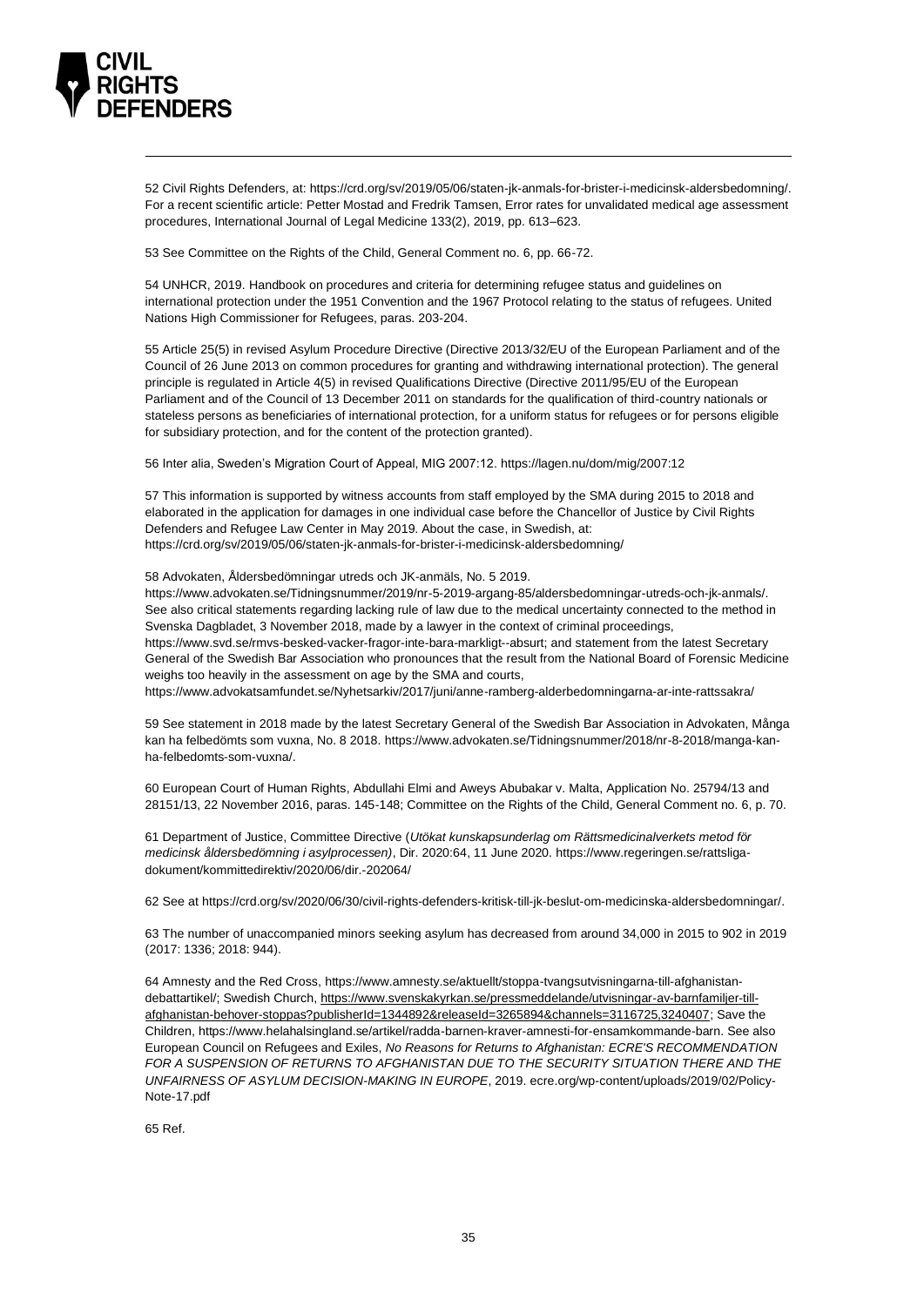52 Civil Rights Defenders, at: https://crd.org/sv/2019/05/06/staten-jk-anmals-for-brister-i-medicinsk-aldersbedomning/. For a recent scientific article: Petter Mostad and Fredrik Tamsen, Error rates for unvalidated medical age assessment procedures, International Journal of Legal Medicine 133(2), 2019, pp. 613–623.

53 See Committee on the Rights of the Child, General Comment no. 6, pp. 66-72.

54 UNHCR, 2019. Handbook on procedures and criteria for determining refugee status and guidelines on international protection under the 1951 Convention and the 1967 Protocol relating to the status of refugees. United Nations High Commissioner for Refugees, paras. 203-204.

55 Article 25(5) in revised Asylum Procedure Directive (Directive 2013/32/EU of the European Parliament and of the Council of 26 June 2013 on common procedures for granting and withdrawing international protection). The general principle is regulated in Article 4(5) in revised Qualifications Directive (Directive 2011/95/EU of the European Parliament and of the Council of 13 December 2011 on standards for the qualification of third-country nationals or stateless persons as beneficiaries of international protection, for a uniform status for refugees or for persons eligible for subsidiary protection, and for the content of the protection granted).

56 Inter alia, Sweden's Migration Court of Appeal, MIG 2007:12. https://lagen.nu/dom/mig/2007:12

57 This information is supported by witness accounts from staff employed by the SMA during 2015 to 2018 and elaborated in the application for damages in one individual case before the Chancellor of Justice by Civil Rights Defenders and Refugee Law Center in May 2019. About the case, in Swedish, at: https://crd.org/sv/2019/05/06/staten-jk-anmals-for-brister-i-medicinsk-aldersbedomning/

58 Advokaten, Åldersbedömningar utreds och JK-anmäls, No. 5 2019. https://www.advokaten.se/Tidningsnummer/2019/nr-5-2019-argang-85/aldersbedomningar-utreds-och-jk-anmals/. See also critical statements regarding lacking rule of law due to the medical uncertainty connected to the method in Svenska Dagbladet, 3 November 2018, made by a lawyer in the context of criminal proceedings, https://www.svd.se/rmvs-besked-vacker-fragor-inte-bara-markligt--absurt; and statement from the latest Secretary General of the Swedish Bar Association who pronounces that the result from the National Board of Forensic Medicine weighs too heavily in the assessment on age by the SMA and courts, https://www.advokatsamfundet.se/Nyhetsarkiv/2017/juni/anne-ramberg-alderbedomningarna-ar-inte-rattssakra/

59 See statement in 2018 made by the latest Secretary General of the Swedish Bar Association in Advokaten, Många kan ha felbedömts som vuxna, No. 8 2018. https://www.advokaten.se/Tidningsnummer/2018/nr-8-2018/manga-kan-ha-felbedomts-som-vuxna/.

60 European Court of Human Rights, Abdullahi Elmi and Aweys Abubakar v. Malta, Application No. 25794/13 and 28151/13, 22 November 2016, paras. 145-148; Committee on the Rights of the Child, General Comment no. 6, p. 70.

61 Department of Justice, Committee Directive (*Utökat kunskapsunderlag om Rättsmedicinalverkets metod för medicinsk åldersbedömning i asylprocessen)*, Dir. 2020:64, 11 June 2020. https://www.regeringen.se/rattsliga-dokument/kommittedirektiv/2020/06/dir.-202064/

62 See at https://crd.org/sv/2020/06/30/civil-rights-defenders-kritisk-till-jk-beslut-om-medicinska-aldersbedomningar/.

63 The number of unaccompanied minors seeking asylum has decreased from around 34,000 in 2015 to 902 in 2019 (2017: 1336; 2018: 944).

64 Amnesty and the Red Cross, https://www.amnesty.se/aktuellt/stoppa-tvangsutvisningarna-till-afghanistan-debattartikel/; Swedish Church, https://www.svenskakyrkan.se/pressmeddelande/utvisningar-av-barnfamiljer-till-afghanistan-behover-stoppas?publisherId=1344892&releaseId=3265894&channels=3116725,3240407; Save the Children, https://www.helahalsingland.se/artikel/radda-barnen-kraver-amnesti-for-ensamkommande-barn. See also European Council on Refugees and Exiles, *No Reasons for Returns to Afghanistan: ECRE'S RECOMMENDATION FOR A SUSPENSION OF RETURNS TO AFGHANISTAN DUE TO THE SECURITY SITUATION THERE AND THE UNFAIRNESS OF ASYLUM DECISION-MAKING IN EUROPE*, 2019. ecre.org/wp-content/uploads/2019/02/Policy-Note-17.pdf

65 Ref.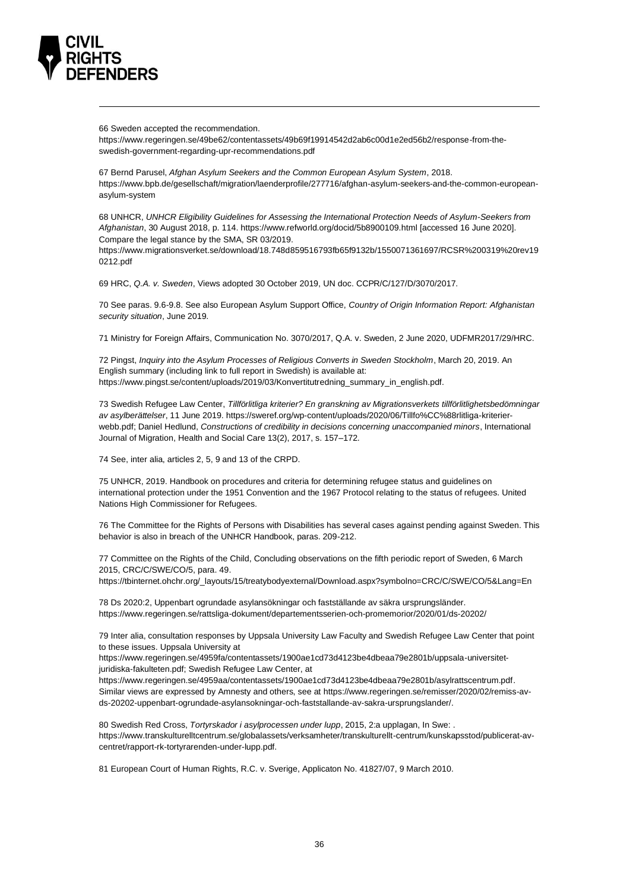66 Sweden accepted the recommendation.
https://www.regeringen.se/49be62/contentassets/49b69f19914542d2ab6c00d1e2ed56b2/response-from-the-swedish-government-regarding-upr-recommendations.pdf

67 Bernd Parusel, *Afghan Asylum Seekers and the Common European Asylum System*, 2018. https://www.bpb.de/gesellschaft/migration/laenderprofile/277716/afghan-asylum-seekers-and-the-common-european-asylum-system

68 UNHCR, *UNHCR Eligibility Guidelines for Assessing the International Protection Needs of Asylum-Seekers from Afghanistan*, 30 August 2018, p. 114. https://www.refworld.org/docid/5b8900109.html [accessed 16 June 2020]. Compare the legal stance by the SMA, SR 03/2019.
https://www.migrationsverket.se/download/18.748d859516793fb65f9132b/1550071361697/RCSR%200319%20rev190212.pdf

69 HRC, *Q.A. v. Sweden*, Views adopted 30 October 2019, UN doc. CCPR/C/127/D/3070/2017.

70 See paras. 9.6-9.8. See also European Asylum Support Office, *Country of Origin Information Report: Afghanistan security situation*, June 2019.

71 Ministry for Foreign Affairs, Communication No. 3070/2017, Q.A. v. Sweden, 2 June 2020, UDFMR2017/29/HRC.

72 Pingst, *Inquiry into the Asylum Processes of Religious Converts in Sweden Stockholm*, March 20, 2019. An English summary (including link to full report in Swedish) is available at: https://www.pingst.se/content/uploads/2019/03/Konvertitutredning_summary_in_english.pdf.

73 Swedish Refugee Law Center, *Tillförlitliga kriterier? En granskning av Migrationsverkets tillförlitlighetsbedömningar av asylberättelser*, 11 June 2019. https://sweref.org/wp-content/uploads/2020/06/Tillfo%CC%88rlitliga-kriterier-webb.pdf; Daniel Hedlund, *Constructions of credibility in decisions concerning unaccompanied minors*, International Journal of Migration, Health and Social Care 13(2), 2017, s. 157–172.

74 See, inter alia, articles 2, 5, 9 and 13 of the CRPD.

75 UNHCR, 2019. Handbook on procedures and criteria for determining refugee status and guidelines on international protection under the 1951 Convention and the 1967 Protocol relating to the status of refugees. United Nations High Commissioner for Refugees.

76 The Committee for the Rights of Persons with Disabilities has several cases against pending against Sweden. This behavior is also in breach of the UNHCR Handbook, paras. 209-212.

77 Committee on the Rights of the Child, Concluding observations on the fifth periodic report of Sweden, 6 March 2015, CRC/C/SWE/CO/5, para. 49.
https://tbinternet.ohchr.org/_layouts/15/treatybodyexternal/Download.aspx?symbolno=CRC/C/SWE/CO/5&Lang=En

78 Ds 2020:2, Uppenbart ogrundade asylansökningar och fastställande av säkra ursprungsländer. https://www.regeringen.se/rattsliga-dokument/departementsserien-och-promemorior/2020/01/ds-20202/

79 Inter alia, consultation responses by Uppsala University Law Faculty and Swedish Refugee Law Center that point to these issues. Uppsala University at
https://www.regeringen.se/4959fa/contentassets/1900ae1cd73d4123be4dbeaa79e2801b/uppsala-universitet-juridiska-fakulteten.pdf; Swedish Refugee Law Center, at
https://www.regeringen.se/4959aa/contentassets/1900ae1cd73d4123be4dbeaa79e2801b/asylrattscentrum.pdf. Similar views are expressed by Amnesty and others, see at https://www.regeringen.se/remisser/2020/02/remiss-av-ds-20202-uppenbart-ogrundade-asylansokningar-och-faststallande-av-sakra-ursprungslander/.

80 Swedish Red Cross, *Tortyrskador i asylprocessen under lupp*, 2015, 2:a upplagan, In Swe: .
https://www.transkulturelltcentrum.se/globalassets/verksamheter/transkulturellt-centrum/kunskapsstod/publicerat-av-centret/rapport-rk-tortyrarenden-under-lupp.pdf.

81 European Court of Human Rights, R.C. v. Sverige, Applicaton No. 41827/07, 9 March 2010.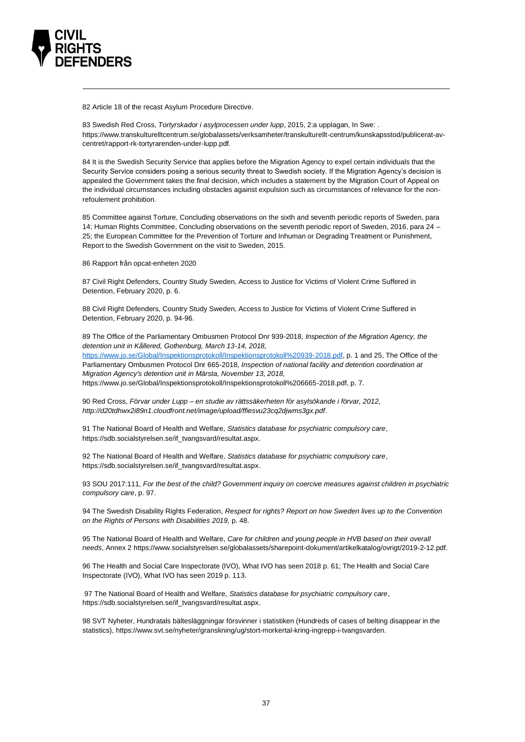82 Article 18 of the recast Asylum Procedure Directive.

83 Swedish Red Cross, *Tortyrskador i asylprocessen under lupp*, 2015, 2:a upplagan, In Swe: . https://www.transkulturelltcentrum.se/globalassets/verksamheter/transkulturellt-centrum/kunskapsstod/publicerat-av-centret/rapport-rk-tortyrarenden-under-lupp.pdf.

84 It is the Swedish Security Service that applies before the Migration Agency to expel certain individuals that the Security Service considers posing a serious security threat to Swedish society. If the Migration Agency's decision is appealed the Government takes the final decision, which includes a statement by the Migration Court of Appeal on the individual circumstances including obstacles against expulsion such as circumstances of relevance for the non-refoulement prohibition.

85 Committee against Torture, Concluding observations on the sixth and seventh periodic reports of Sweden, para 14; Human Rights Committee, Concluding observations on the seventh periodic report of Sweden, 2016, para 24 – 25; the European Committee for the Prevention of Torture and Inhuman or Degrading Treatment or Punishment, Report to the Swedish Government on the visit to Sweden, 2015.

86 Rapport från opcat-enheten 2020

87 Civil Right Defenders, Country Study Sweden, Access to Justice for Victims of Violent Crime Suffered in Detention, February 2020, p. 6.

88 Civil Right Defenders, Country Study Sweden, Access to Justice for Victims of Violent Crime Suffered in Detention, February 2020, p. 94-96.

89 The Office of the Parliamentary Ombusmen Protocol Dnr 939-2018*, Inspection of the Migration Agency, the detention unit in Kållered, Gothenburg, March 13-14, 2018,* https://www.jo.se/Global/Inspektionsprotokoll/Inspektionsprotokoll%20939-2018.pdf, p. 1 and 25, The Office of the Parliamentary Ombusmen Protocol Dnr 665-2018*, Inspection of national facility and detention coordination at Migration Agency's detention unit in Märsta, November 13, 2018,* https://www.jo.se/Global/Inspektionsprotokoll/Inspektionsprotokoll%206665-2018.pdf, p. 7.

90 Red Cross, *Förvar under Lupp – en studie av rättssäkerheten för asylsökande i förvar, 2012, http://d20tdhwx2i89n1.cloudfront.net/image/upload/ffiesvu23cq2djwms3gx.pdf*.

91 The National Board of Health and Welfare*, Statistics database for psychiatric compulsory care*, https://sdb.socialstyrelsen.se/if_tvangsvard/resultat.aspx.

92 The National Board of Health and Welfare*, Statistics database for psychiatric compulsory care*, https://sdb.socialstyrelsen.se/if_tvangsvard/resultat.aspx.

93 SOU 2017:111, *For the best of the child? Government inquiry on coercive measures against children in psychiatric compulsory care*, p. 97.

94 The Swedish Disability Rights Federation, *Respect for rights? Report on how Sweden lives up to the Convention on the Rights of Persons with Disabilities 2019,* p. 48.

95 The National Board of Health and Welfare, *Care for children and young people in HVB based on their overall needs*, Annex 2 https://www.socialstyrelsen.se/globalassets/sharepoint-dokument/artikelkatalog/ovrigt/2019-2-12.pdf.

96 The Health and Social Care Inspectorate (IVO), What IVO has seen 2018 p. 61; The Health and Social Care Inspectorate (IVO), What IVO has seen 2019 p. 113.

97 The National Board of Health and Welfare*, Statistics database for psychiatric compulsory care*, https://sdb.socialstyrelsen.se/if_tvangsvard/resultat.aspx.

98 SVT Nyheter, Hundratals bältesläggningar försvinner i statistiken (Hundreds of cases of belting disappear in the statistics), https://www.svt.se/nyheter/granskning/ug/stort-morkertal-kring-ingrepp-i-tvangsvarden.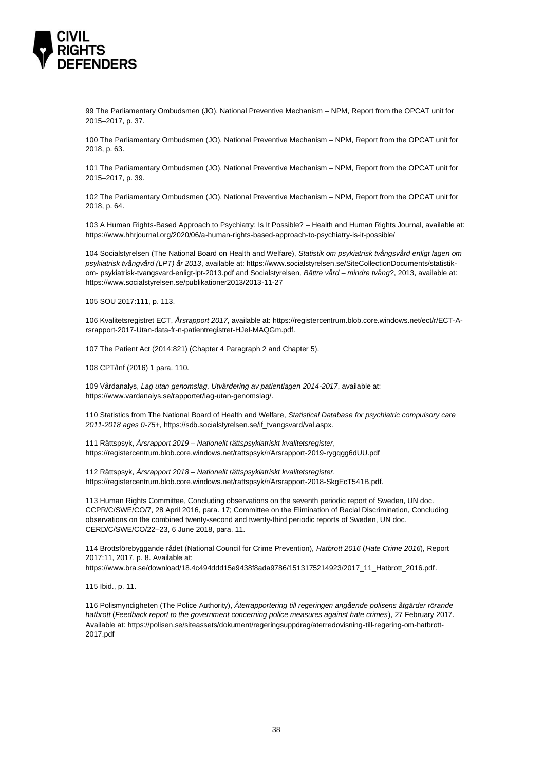99 The Parliamentary Ombudsmen (JO), National Preventive Mechanism – NPM, Report from the OPCAT unit for 2015–2017, p. 37.

100 The Parliamentary Ombudsmen (JO), National Preventive Mechanism – NPM, Report from the OPCAT unit for 2018, p. 63.

101 The Parliamentary Ombudsmen (JO), National Preventive Mechanism – NPM, Report from the OPCAT unit for 2015–2017, p. 39.

102 The Parliamentary Ombudsmen (JO), National Preventive Mechanism – NPM, Report from the OPCAT unit for 2018, p. 64.

103 A Human Rights-Based Approach to Psychiatry: Is It Possible? – Health and Human Rights Journal, available at: https://www.hhrjournal.org/2020/06/a-human-rights-based-approach-to-psychiatry-is-it-possible/

104 Socialstyrelsen (The National Board on Health and Welfare), *Statistik om psykiatrisk tvångsvård enligt lagen om psykiatrisk tvångvård (LPT) år 2013*, available at: https://www.socialstyrelsen.se/SiteCollectionDocuments/statistik-om- psykiatrisk-tvangsvard-enligt-lpt-2013.pdf and Socialstyrelsen, *Bättre vård – mindre tvång?*, 2013, available at: https://www.socialstyrelsen.se/publikationer2013/2013-11-27

105 SOU 2017:111, p. 113.

106 Kvalitetsregistret ECT, *Årsrapport 2017*, available at: https://registercentrum.blob.core.windows.net/ect/r/ECT-A-rsrapport-2017-Utan-data-fr-n-patientregistret-HJeI-MAQGm.pdf.

107 The Patient Act (2014:821) (Chapter 4 Paragraph 2 and Chapter 5).

108 CPT/Inf (2016) 1 para. 110.

109 Vårdanalys, *Lag utan genomslag, Utvärdering av patientlagen 2014-2017*, available at: https://www.vardanalys.se/rapporter/lag-utan-genomslag/.

110 Statistics from The National Board of Health and Welfare, *Statistical Database for psychiatric compulsory care 2011-2018 ages 0-75+,* https://sdb.socialstyrelsen.se/if_tvangsvard/val.aspx.

111 Rättspsyk, *Årsrapport 2019 – Nationellt rättspsykiatriskt kvalitetsregister*, https://registercentrum.blob.core.windows.net/rattspsyk/r/Arsrapport-2019-rygqgg6dUU.pdf

112 Rättspsyk, *Årsrapport 2018 – Nationellt rättspsykiatriskt kvalitetsregister*, https://registercentrum.blob.core.windows.net/rattspsyk/r/Arsrapport-2018-SkgEcT541B.pdf.

113 Human Rights Committee, Concluding observations on the seventh periodic report of Sweden, UN doc. CCPR/C/SWE/CO/7, 28 April 2016, para. 17; Committee on the Elimination of Racial Discrimination, Concluding observations on the combined twenty-second and twenty-third periodic reports of Sweden, UN doc. CERD/C/SWE/CO/22–23, 6 June 2018, para. 11.

114 Brottsförebyggande rådet (National Council for Crime Prevention), *Hatbrott 2016* (*Hate Crime 2016*), Report 2017:11, 2017, p. 8. Available at: https://www.bra.se/download/18.4c494ddd15e9438f8ada9786/1513175214923/2017_11_Hatbrott_2016.pdf.

115 Ibid., p. 11.

116 Polismyndigheten (The Police Authority), *Återrapportering till regeringen angående polisens åtgärder rörande hatbrott* (*Feedback report to the government concerning police measures against hate crimes*), 27 February 2017. Available at: https://polisen.se/siteassets/dokument/regeringsuppdrag/aterredovisning-till-regering-om-hatbrott-2017.pdf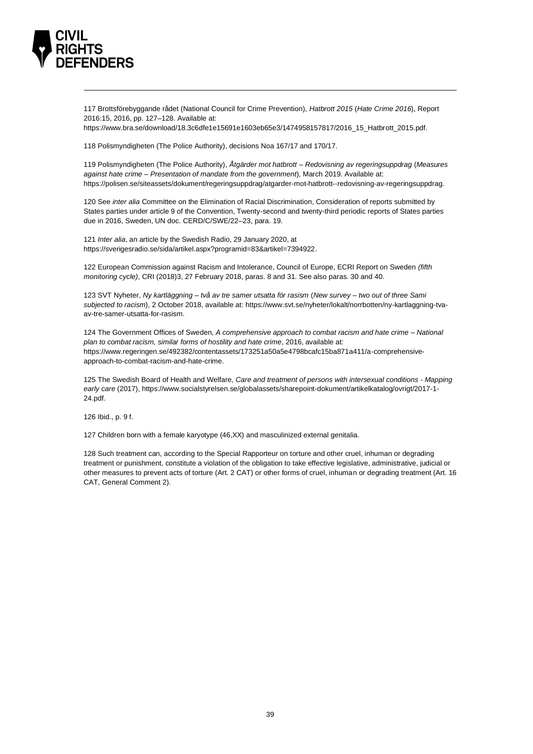117 Brottsförebyggande rådet (National Council for Crime Prevention), *Hatbrott 2015* (*Hate Crime 2016*), Report 2016:15, 2016, pp. 127–128. Available at: https://www.bra.se/download/18.3c6dfe1e15691e1603eb65e3/1474958157817/2016_15_Hatbrott_2015.pdf.

118 Polismyndigheten (The Police Authority), decisions Noa 167/17 and 170/17.

119 Polismyndigheten (The Police Authority), *Åtgärder mot hatbrott – Redovisning av regeringsuppdrag* (*Measures against hate crime – Presentation of mandate from the government*), March 2019. Available at: https://polisen.se/siteassets/dokument/regeringsuppdrag/atgarder-mot-hatbrott--redovisning-av-regeringsuppdrag.

120 See *inter alia* Committee on the Elimination of Racial Discrimination, Consideration of reports submitted by States parties under article 9 of the Convention, Twenty-second and twenty-third periodic reports of States parties due in 2016, Sweden, UN doc. CERD/C/SWE/22–23, para. 19.

121 *Inter alia*, an article by the Swedish Radio, 29 January 2020, at https://sverigesradio.se/sida/artikel.aspx?programid=83&artikel=7394922.

122 European Commission against Racism and Intolerance, Council of Europe, ECRI Report on Sweden *(fifth monitoring cycle)*, CRI (2018)3, 27 February 2018, paras. 8 and 31. See also paras. 30 and 40.

123 SVT Nyheter, *Ny kartläggning – två av tre samer utsatta för rasism* (*New survey – two out of three Sami subjected to racism*), 2 October 2018, available at: https://www.svt.se/nyheter/lokalt/norrbotten/ny-kartlaggning-tva-av-tre-samer-utsatta-for-rasism.

124 The Government Offices of Sweden, *A comprehensive approach to combat racism and hate crime – National plan to combat racism, similar forms of hostility and hate crime*, 2016, available at: https://www.regeringen.se/492382/contentassets/173251a50a5e4798bcafc15ba871a411/a-comprehensive-approach-to-combat-racism-and-hate-crime.

125 The Swedish Board of Health and Welfare, *Care and treatment of persons with intersexual conditions - Mapping early care* (2017), https://www.socialstyrelsen.se/globalassets/sharepoint-dokument/artikelkatalog/ovrigt/2017-1-24.pdf.

126 Ibid., p. 9 f.

127 Children born with a female karyotype (46,XX) and masculinized external genitalia.

128 Such treatment can, according to the Special Rapporteur on torture and other cruel, inhuman or degrading treatment or punishment, constitute a violation of the obligation to take effective legislative, administrative, judicial or other measures to prevent acts of torture (Art. 2 CAT) or other forms of cruel, inhuman or degrading treatment (Art. 16 CAT, General Comment 2).